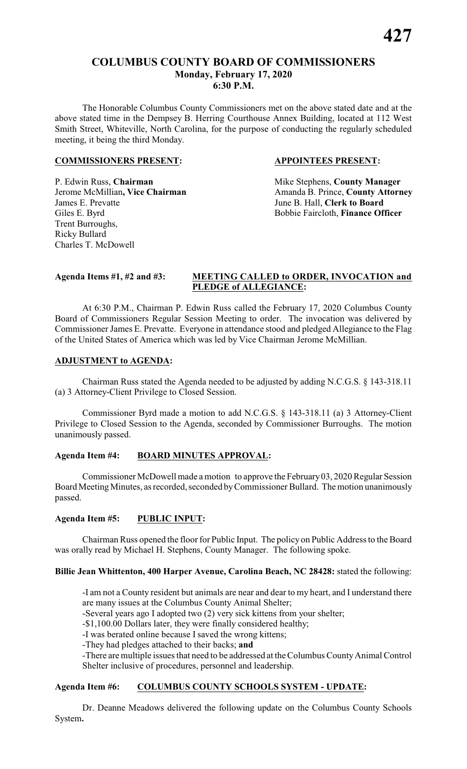# COLUMBUS COUNTY BOARD OF COMMISSIONERS

**Monday, February 17, 2020**
**6:30 P.M.**

The Honorable Columbus County Commissioners met on the above stated date and at the above stated time in the Dempsey B. Herring Courthouse Annex Building, located at 112 West Smith Street, Whiteville, North Carolina, for the purpose of conducting the regularly scheduled meeting, it being the third Monday.

| **COMMISSIONERS PRESENT:** | **APPOINTEES PRESENT:** |
|---|---|
| P. Edwin Russ, **Chairman** | Mike Stephens, **County Manager** |
| Jerome McMillian**, Vice Chairman** | Amanda B. Prince, **County Attorney** |
| James E. Prevatte | June B. Hall, **Clerk to Board** |
| Giles E. Byrd | Bobbie Faircloth, **Finance Officer** |
| Trent Burroughs, | |
| Ricky Bullard | |
| Charles T. McDowell | |

**Agenda Items #1, #2 and #3: MEETING CALLED to ORDER, INVOCATION and PLEDGE of ALLEGIANCE:**

At 6:30 P.M., Chairman P. Edwin Russ called the February 17, 2020 Columbus County Board of Commissioners Regular Session Meeting to order. The invocation was delivered by Commissioner James E. Prevatte. Everyone in attendance stood and pledged Allegiance to the Flag of the United States of America which was led by Vice Chairman Jerome McMillian.

**ADJUSTMENT to AGENDA:**

Chairman Russ stated the Agenda needed to be adjusted by adding N.C.G.S. § 143-318.11 (a) 3 Attorney-Client Privilege to Closed Session.

Commissioner Byrd made a motion to add N.C.G.S. § 143-318.11 (a) 3 Attorney-Client Privilege to Closed Session to the Agenda, seconded by Commissioner Burroughs. The motion unanimously passed.

**Agenda Item #4: BOARD MINUTES APPROVAL:**

Commissioner McDowell made a motion to approve the February 03, 2020 Regular Session Board Meeting Minutes, as recorded, seconded by Commissioner Bullard. The motion unanimously passed.

**Agenda Item #5: PUBLIC INPUT:**

Chairman Russ opened the floor for Public Input. The policy on Public Address to the Board was orally read by Michael H. Stephens, County Manager. The following spoke.

**Billie Jean Whittenton, 400 Harper Avenue, Carolina Beach, NC 28428:** stated the following:

-I am not a County resident but animals are near and dear to my heart, and I understand there are many issues at the Columbus County Animal Shelter;

-Several years ago I adopted two (2) very sick kittens from your shelter;

-$1,100.00 Dollars later, they were finally considered healthy;

-I was berated online because I saved the wrong kittens;

-They had pledges attached to their backs; **and**

-There are multiple issues that need to be addressed at the Columbus County Animal Control Shelter inclusive of procedures, personnel and leadership.

**Agenda Item #6: COLUMBUS COUNTY SCHOOLS SYSTEM - UPDATE:**

Dr. Deanne Meadows delivered the following update on the Columbus County Schools System**.**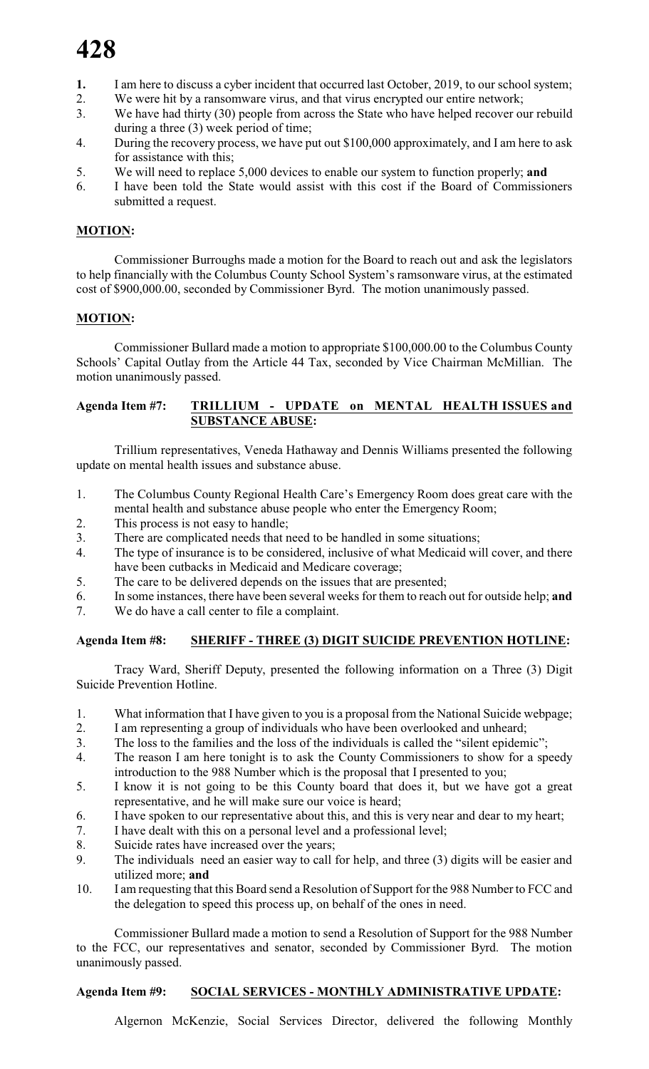1. I am here to discuss a cyber incident that occurred last October, 2019, to our school system;
2. We were hit by a ransomware virus, and that virus encrypted our entire network;
3. We have had thirty (30) people from across the State who have helped recover our rebuild during a three (3) week period of time;
4. During the recovery process, we have put out $100,000 approximately, and I am here to ask for assistance with this;
5. We will need to replace 5,000 devices to enable our system to function properly; **and**
6. I have been told the State would assist with this cost if the Board of Commissioners submitted a request.

**MOTION:**

Commissioner Burroughs made a motion for the Board to reach out and ask the legislators to help financially with the Columbus County School System's ramsonware virus, at the estimated cost of $900,000.00, seconded by Commissioner Byrd. The motion unanimously passed.

**MOTION:**

Commissioner Bullard made a motion to appropriate $100,000.00 to the Columbus County Schools' Capital Outlay from the Article 44 Tax, seconded by Vice Chairman McMillian. The motion unanimously passed.

**Agenda Item #7: TRILLIUM - UPDATE on MENTAL HEALTH ISSUES and SUBSTANCE ABUSE:**

Trillium representatives, Veneda Hathaway and Dennis Williams presented the following update on mental health issues and substance abuse.

1. The Columbus County Regional Health Care's Emergency Room does great care with the mental health and substance abuse people who enter the Emergency Room;
2. This process is not easy to handle;
3. There are complicated needs that need to be handled in some situations;
4. The type of insurance is to be considered, inclusive of what Medicaid will cover, and there have been cutbacks in Medicaid and Medicare coverage;
5. The care to be delivered depends on the issues that are presented;
6. In some instances, there have been several weeks for them to reach out for outside help; **and**
7. We do have a call center to file a complaint.

**Agenda Item #8: SHERIFF - THREE (3) DIGIT SUICIDE PREVENTION HOTLINE:**

Tracy Ward, Sheriff Deputy, presented the following information on a Three (3) Digit Suicide Prevention Hotline.

1. What information that I have given to you is a proposal from the National Suicide webpage;
2. I am representing a group of individuals who have been overlooked and unheard;
3. The loss to the families and the loss of the individuals is called the "silent epidemic";
4. The reason I am here tonight is to ask the County Commissioners to show for a speedy introduction to the 988 Number which is the proposal that I presented to you;
5. I know it is not going to be this County board that does it, but we have got a great representative, and he will make sure our voice is heard;
6. I have spoken to our representative about this, and this is very near and dear to my heart;
7. I have dealt with this on a personal level and a professional level;
8. Suicide rates have increased over the years;
9. The individuals need an easier way to call for help, and three (3) digits will be easier and utilized more; **and**
10. I am requesting that this Board send a Resolution of Support for the 988 Number to FCC and the delegation to speed this process up, on behalf of the ones in need.

Commissioner Bullard made a motion to send a Resolution of Support for the 988 Number to the FCC, our representatives and senator, seconded by Commissioner Byrd. The motion unanimously passed.

**Agenda Item #9: SOCIAL SERVICES - MONTHLY ADMINISTRATIVE UPDATE:**

Algernon McKenzie, Social Services Director, delivered the following Monthly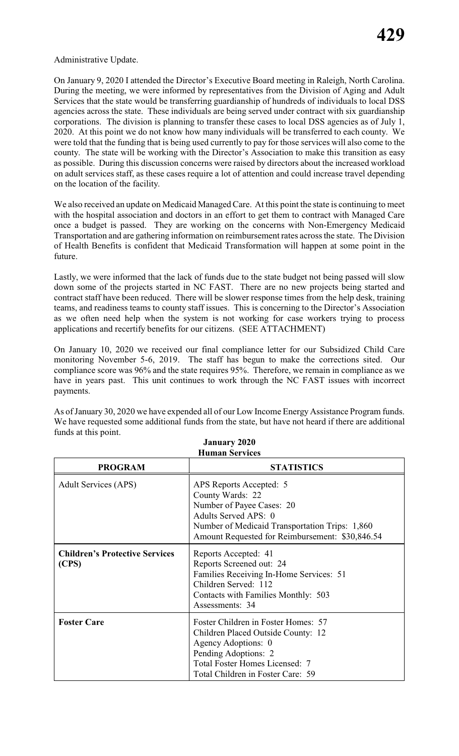Administrative Update.

On January 9, 2020 I attended the Director's Executive Board meeting in Raleigh, North Carolina. During the meeting, we were informed by representatives from the Division of Aging and Adult Services that the state would be transferring guardianship of hundreds of individuals to local DSS agencies across the state. These individuals are being served under contract with six guardianship corporations. The division is planning to transfer these cases to local DSS agencies as of July 1, 2020. At this point we do not know how many individuals will be transferred to each county. We were told that the funding that is being used currently to pay for those services will also come to the county. The state will be working with the Director's Association to make this transition as easy as possible. During this discussion concerns were raised by directors about the increased workload on adult services staff, as these cases require a lot of attention and could increase travel depending on the location of the facility.

We also received an update on Medicaid Managed Care. At this point the state is continuing to meet with the hospital association and doctors in an effort to get them to contract with Managed Care once a budget is passed. They are working on the concerns with Non-Emergency Medicaid Transportation and are gathering information on reimbursement rates across the state. The Division of Health Benefits is confident that Medicaid Transformation will happen at some point in the future.

Lastly, we were informed that the lack of funds due to the state budget not being passed will slow down some of the projects started in NC FAST. There are no new projects being started and contract staff have been reduced. There will be slower response times from the help desk, training teams, and readiness teams to county staff issues. This is concerning to the Director's Association as we often need help when the system is not working for case workers trying to process applications and recertify benefits for our citizens. (SEE ATTACHMENT)

On January 10, 2020 we received our final compliance letter for our Subsidized Child Care monitoring November 5-6, 2019. The staff has begun to make the corrections sited. Our compliance score was 96% and the state requires 95%. Therefore, we remain in compliance as we have in years past. This unit continues to work through the NC FAST issues with incorrect payments.

As of January 30, 2020 we have expended all of our Low Income Energy Assistance Program funds. We have requested some additional funds from the state, but have not heard if there are additional funds at this point.

**January 2020**
**Human Services**

| PROGRAM | STATISTICS |
|---|---|
| Adult Services (APS) | APS Reports Accepted: 5<br>County Wards: 22<br>Number of Payee Cases: 20<br>Adults Served APS: 0<br>Number of Medicaid Transportation Trips: 1,860<br>Amount Requested for Reimbursement: $30,846.54 |
| **Children's Protective Services (CPS)** | Reports Accepted: 41<br>Reports Screened out: 24<br>Families Receiving In-Home Services: 51<br>Children Served: 112<br>Contacts with Families Monthly: 503<br>Assessments: 34 |
| **Foster Care** | Foster Children in Foster Homes: 57<br>Children Placed Outside County: 12<br>Agency Adoptions: 0<br>Pending Adoptions: 2<br>Total Foster Homes Licensed: 7<br>Total Children in Foster Care: 59 |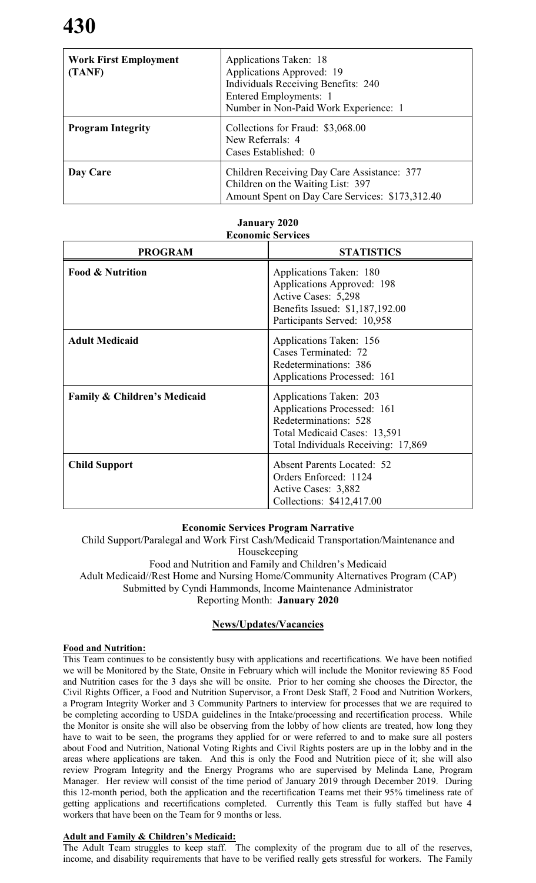| | |
|---|---|
| **Work First Employment (TANF)** | Applications Taken: 18<br>Applications Approved: 19<br>Individuals Receiving Benefits: 240<br>Entered Employments: 1<br>Number in Non-Paid Work Experience: 1 |
| **Program Integrity** | Collections for Fraud: $3,068.00<br>New Referrals: 4<br>Cases Established: 0 |
| **Day Care** | Children Receiving Day Care Assistance: 377<br>Children on the Waiting List: 397<br>Amount Spent on Day Care Services: $173,312.40 |

**January 2020**
**Economic Services**

| PROGRAM | STATISTICS |
|---|---|
| **Food & Nutrition** | Applications Taken: 180<br>Applications Approved: 198<br>Active Cases: 5,298<br>Benefits Issued: $1,187,192.00<br>Participants Served: 10,958 |
| **Adult Medicaid** | Applications Taken: 156<br>Cases Terminated: 72<br>Redeterminations: 386<br>Applications Processed: 161 |
| **Family & Children's Medicaid** | Applications Taken: 203<br>Applications Processed: 161<br>Redeterminations: 528<br>Total Medicaid Cases: 13,591<br>Total Individuals Receiving: 17,869 |
| **Child Support** | Absent Parents Located: 52<br>Orders Enforced: 1124<br>Active Cases: 3,882<br>Collections: $412,417.00 |

**Economic Services Program Narrative**

Child Support/Paralegal and Work First Cash/Medicaid Transportation/Maintenance and Housekeeping
Food and Nutrition and Family and Children's Medicaid
Adult Medicaid//Rest Home and Nursing Home/Community Alternatives Program (CAP)
Submitted by Cyndi Hammonds, Income Maintenance Administrator
Reporting Month: **January 2020**

**News/Updates/Vacancies**

**Food and Nutrition:**

This Team continues to be consistently busy with applications and recertifications. We have been notified we will be Monitored by the State, Onsite in February which will include the Monitor reviewing 85 Food and Nutrition cases for the 3 days she will be onsite. Prior to her coming she chooses the Director, the Civil Rights Officer, a Food and Nutrition Supervisor, a Front Desk Staff, 2 Food and Nutrition Workers, a Program Integrity Worker and 3 Community Partners to interview for processes that we are required to be completing according to USDA guidelines in the Intake/processing and recertification process. While the Monitor is onsite she will also be observing from the lobby of how clients are treated, how long they have to wait to be seen, the programs they applied for or were referred to and to make sure all posters about Food and Nutrition, National Voting Rights and Civil Rights posters are up in the lobby and in the areas where applications are taken. And this is only the Food and Nutrition piece of it; she will also review Program Integrity and the Energy Programs who are supervised by Melinda Lane, Program Manager. Her review will consist of the time period of January 2019 through December 2019. During this 12-month period, both the application and the recertification Teams met their 95% timeliness rate of getting applications and recertifications completed. Currently this Team is fully staffed but have 4 workers that have been on the Team for 9 months or less.

**Adult and Family & Children's Medicaid:**

The Adult Team struggles to keep staff. The complexity of the program due to all of the reserves, income, and disability requirements that have to be verified really gets stressful for workers. The Family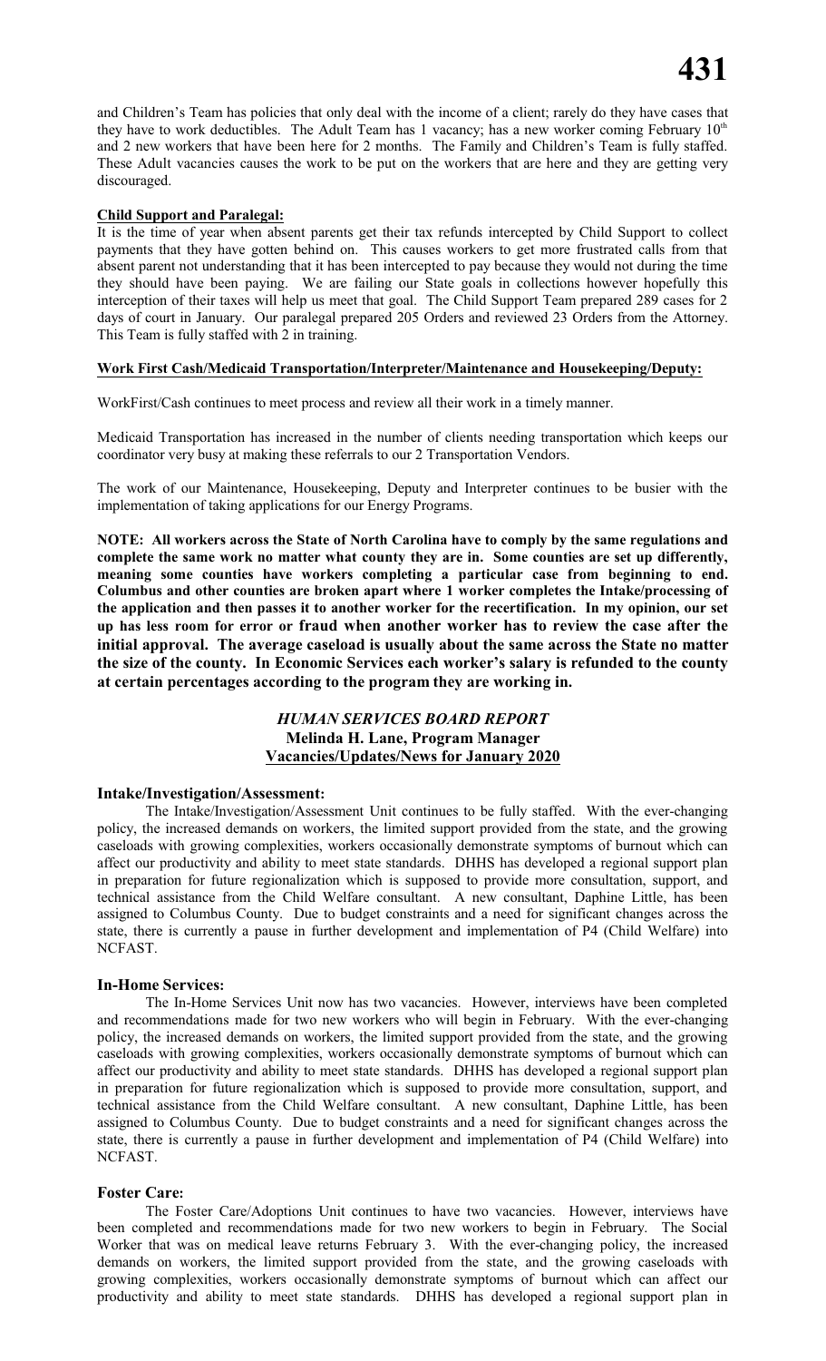and Children's Team has policies that only deal with the income of a client; rarely do they have cases that they have to work deductibles. The Adult Team has 1 vacancy; has a new worker coming February 10th and 2 new workers that have been here for 2 months. The Family and Children's Team is fully staffed. These Adult vacancies causes the work to be put on the workers that are here and they are getting very discouraged.

**Child Support and Paralegal:**

It is the time of year when absent parents get their tax refunds intercepted by Child Support to collect payments that they have gotten behind on. This causes workers to get more frustrated calls from that absent parent not understanding that it has been intercepted to pay because they would not during the time they should have been paying. We are failing our State goals in collections however hopefully this interception of their taxes will help us meet that goal. The Child Support Team prepared 289 cases for 2 days of court in January. Our paralegal prepared 205 Orders and reviewed 23 Orders from the Attorney. This Team is fully staffed with 2 in training.

**Work First Cash/Medicaid Transportation/Interpreter/Maintenance and Housekeeping/Deputy:**

WorkFirst/Cash continues to meet process and review all their work in a timely manner.

Medicaid Transportation has increased in the number of clients needing transportation which keeps our coordinator very busy at making these referrals to our 2 Transportation Vendors.

The work of our Maintenance, Housekeeping, Deputy and Interpreter continues to be busier with the implementation of taking applications for our Energy Programs.

**NOTE: All workers across the State of North Carolina have to comply by the same regulations and complete the same work no matter what county they are in. Some counties are set up differently, meaning some counties have workers completing a particular case from beginning to end. Columbus and other counties are broken apart where 1 worker completes the Intake/processing of the application and then passes it to another worker for the recertification. In my opinion, our set up has less room for error or fraud when another worker has to review the case after the initial approval. The average caseload is usually about the same across the State no matter the size of the county. In Economic Services each worker's salary is refunded to the county at certain percentages according to the program they are working in.**

## *HUMAN SERVICES BOARD REPORT*
**Melinda H. Lane, Program Manager**
**Vacancies/Updates/News for January 2020**

**Intake/Investigation/Assessment:**

The Intake/Investigation/Assessment Unit continues to be fully staffed. With the ever-changing policy, the increased demands on workers, the limited support provided from the state, and the growing caseloads with growing complexities, workers occasionally demonstrate symptoms of burnout which can affect our productivity and ability to meet state standards. DHHS has developed a regional support plan in preparation for future regionalization which is supposed to provide more consultation, support, and technical assistance from the Child Welfare consultant. A new consultant, Daphine Little, has been assigned to Columbus County. Due to budget constraints and a need for significant changes across the state, there is currently a pause in further development and implementation of P4 (Child Welfare) into NCFAST.

**In-Home Services:**

The In-Home Services Unit now has two vacancies. However, interviews have been completed and recommendations made for two new workers who will begin in February. With the ever-changing policy, the increased demands on workers, the limited support provided from the state, and the growing caseloads with growing complexities, workers occasionally demonstrate symptoms of burnout which can affect our productivity and ability to meet state standards. DHHS has developed a regional support plan in preparation for future regionalization which is supposed to provide more consultation, support, and technical assistance from the Child Welfare consultant. A new consultant, Daphine Little, has been assigned to Columbus County. Due to budget constraints and a need for significant changes across the state, there is currently a pause in further development and implementation of P4 (Child Welfare) into NCFAST.

**Foster Care:**

The Foster Care/Adoptions Unit continues to have two vacancies. However, interviews have been completed and recommendations made for two new workers to begin in February. The Social Worker that was on medical leave returns February 3. With the ever-changing policy, the increased demands on workers, the limited support provided from the state, and the growing caseloads with growing complexities, workers occasionally demonstrate symptoms of burnout which can affect our productivity and ability to meet state standards. DHHS has developed a regional support plan in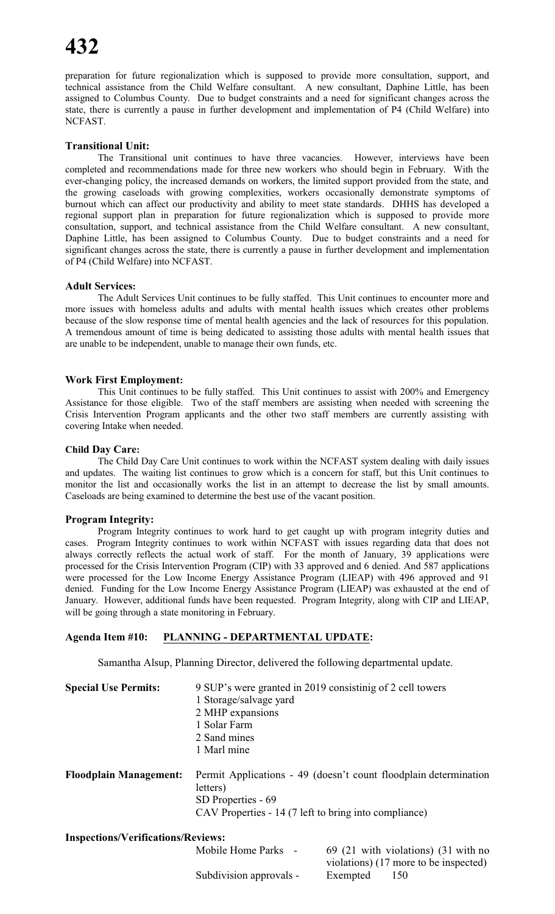preparation for future regionalization which is supposed to provide more consultation, support, and technical assistance from the Child Welfare consultant. A new consultant, Daphine Little, has been assigned to Columbus County. Due to budget constraints and a need for significant changes across the state, there is currently a pause in further development and implementation of P4 (Child Welfare) into NCFAST.

**Transitional Unit:**

The Transitional unit continues to have three vacancies. However, interviews have been completed and recommendations made for three new workers who should begin in February. With the ever-changing policy, the increased demands on workers, the limited support provided from the state, and the growing caseloads with growing complexities, workers occasionally demonstrate symptoms of burnout which can affect our productivity and ability to meet state standards. DHHS has developed a regional support plan in preparation for future regionalization which is supposed to provide more consultation, support, and technical assistance from the Child Welfare consultant. A new consultant, Daphine Little, has been assigned to Columbus County. Due to budget constraints and a need for significant changes across the state, there is currently a pause in further development and implementation of P4 (Child Welfare) into NCFAST.

**Adult Services:**

The Adult Services Unit continues to be fully staffed. This Unit continues to encounter more and more issues with homeless adults and adults with mental health issues which creates other problems because of the slow response time of mental health agencies and the lack of resources for this population. A tremendous amount of time is being dedicated to assisting those adults with mental health issues that are unable to be independent, unable to manage their own funds, etc.

**Work First Employment:**

This Unit continues to be fully staffed. This Unit continues to assist with 200% and Emergency Assistance for those eligible. Two of the staff members are assisting when needed with screening the Crisis Intervention Program applicants and the other two staff members are currently assisting with covering Intake when needed.

**Child Day Care:**

The Child Day Care Unit continues to work within the NCFAST system dealing with daily issues and updates. The waiting list continues to grow which is a concern for staff, but this Unit continues to monitor the list and occasionally works the list in an attempt to decrease the list by small amounts. Caseloads are being examined to determine the best use of the vacant position.

**Program Integrity:**

Program Integrity continues to work hard to get caught up with program integrity duties and cases. Program Integrity continues to work within NCFAST with issues regarding data that does not always correctly reflects the actual work of staff. For the month of January, 39 applications were processed for the Crisis Intervention Program (CIP) with 33 approved and 6 denied. And 587 applications were processed for the Low Income Energy Assistance Program (LIEAP) with 496 approved and 91 denied. Funding for the Low Income Energy Assistance Program (LIEAP) was exhausted at the end of January. However, additional funds have been requested. Program Integrity, along with CIP and LIEAP, will be going through a state monitoring in February.

**Agenda Item #10: PLANNING - DEPARTMENTAL UPDATE:**

Samantha Alsup, Planning Director, delivered the following departmental update.

**Special Use Permits:** 9 SUP's were granted in 2019 consistinig of 2 cell towers
1 Storage/salvage yard
2 MHP expansions
1 Solar Farm
2 Sand mines
1 Marl mine

**Floodplain Management:** Permit Applications - 49 (doesn't count floodplain determination letters)
SD Properties - 69
CAV Properties - 14 (7 left to bring into compliance)

**Inspections/Verifications/Reviews:**

| | |
|---|---|
| Mobile Home Parks - | 69 (21 with violations) (31 with no violations) (17 more to be inspected) |
| Subdivision approvals - | Exempted 150 |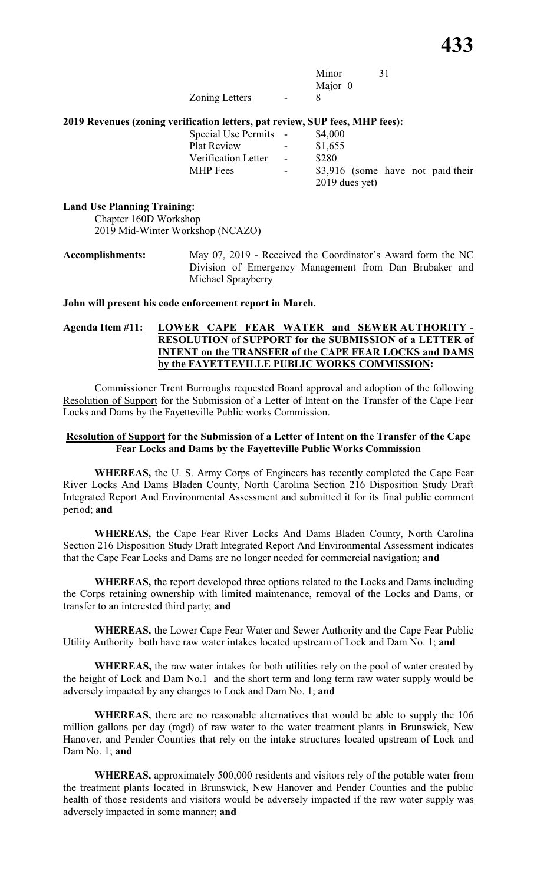| | | |
|---|---|---|
| | | Minor 31 |
| | | Major 0 |
| Zoning Letters | - | 8 |

**2019 Revenues (zoning verification letters, pat review, SUP fees, MHP fees):**

| | | |
|---|---|---|
| Special Use Permits | - | $4,000 |
| Plat Review | - | $1,655 |
| Verification Letter | - | $280 |
| MHP Fees | - | $3,916 (some have not paid their 2019 dues yet) |

**Land Use Planning Training:**

Chapter 160D Workshop
2019 Mid-Winter Workshop (NCAZO)

**Accomplishments:** May 07, 2019 - Received the Coordinator's Award form the NC Division of Emergency Management from Dan Brubaker and Michael Sprayberry

**John will present his code enforcement report in March.**

**Agenda Item #11: LOWER CAPE FEAR WATER and SEWER AUTHORITY - RESOLUTION of SUPPORT for the SUBMISSION of a LETTER of INTENT on the TRANSFER of the CAPE FEAR LOCKS and DAMS by the FAYETTEVILLE PUBLIC WORKS COMMISSION:**

Commissioner Trent Burroughs requested Board approval and adoption of the following Resolution of Support for the Submission of a Letter of Intent on the Transfer of the Cape Fear Locks and Dams by the Fayetteville Public works Commission.

**Resolution of Support for the Submission of a Letter of Intent on the Transfer of the Cape Fear Locks and Dams by the Fayetteville Public Works Commission**

**WHEREAS,** the U. S. Army Corps of Engineers has recently completed the Cape Fear River Locks And Dams Bladen County, North Carolina Section 216 Disposition Study Draft Integrated Report And Environmental Assessment and submitted it for its final public comment period; **and**

**WHEREAS,** the Cape Fear River Locks And Dams Bladen County, North Carolina Section 216 Disposition Study Draft Integrated Report And Environmental Assessment indicates that the Cape Fear Locks and Dams are no longer needed for commercial navigation; **and**

**WHEREAS,** the report developed three options related to the Locks and Dams including the Corps retaining ownership with limited maintenance, removal of the Locks and Dams, or transfer to an interested third party; **and**

**WHEREAS,** the Lower Cape Fear Water and Sewer Authority and the Cape Fear Public Utility Authority both have raw water intakes located upstream of Lock and Dam No. 1; **and**

**WHEREAS,** the raw water intakes for both utilities rely on the pool of water created by the height of Lock and Dam No.1 and the short term and long term raw water supply would be adversely impacted by any changes to Lock and Dam No. 1; **and**

**WHEREAS,** there are no reasonable alternatives that would be able to supply the 106 million gallons per day (mgd) of raw water to the water treatment plants in Brunswick, New Hanover, and Pender Counties that rely on the intake structures located upstream of Lock and Dam No. 1; **and**

**WHEREAS,** approximately 500,000 residents and visitors rely of the potable water from the treatment plants located in Brunswick, New Hanover and Pender Counties and the public health of those residents and visitors would be adversely impacted if the raw water supply was adversely impacted in some manner; **and**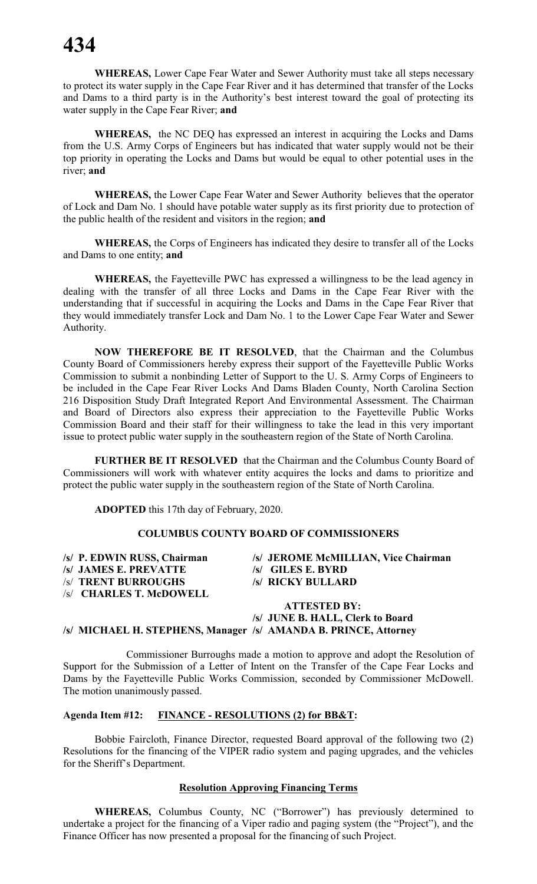**WHEREAS,** Lower Cape Fear Water and Sewer Authority must take all steps necessary to protect its water supply in the Cape Fear River and it has determined that transfer of the Locks and Dams to a third party is in the Authority's best interest toward the goal of protecting its water supply in the Cape Fear River; **and**

**WHEREAS,** the NC DEQ has expressed an interest in acquiring the Locks and Dams from the U.S. Army Corps of Engineers but has indicated that water supply would not be their top priority in operating the Locks and Dams but would be equal to other potential uses in the river; **and**

**WHEREAS,** the Lower Cape Fear Water and Sewer Authority believes that the operator of Lock and Dam No. 1 should have potable water supply as its first priority due to protection of the public health of the resident and visitors in the region; **and**

**WHEREAS,** the Corps of Engineers has indicated they desire to transfer all of the Locks and Dams to one entity; **and**

**WHEREAS,** the Fayetteville PWC has expressed a willingness to be the lead agency in dealing with the transfer of all three Locks and Dams in the Cape Fear River with the understanding that if successful in acquiring the Locks and Dams in the Cape Fear River that they would immediately transfer Lock and Dam No. 1 to the Lower Cape Fear Water and Sewer Authority.

**NOW THEREFORE BE IT RESOLVED**, that the Chairman and the Columbus County Board of Commissioners hereby express their support of the Fayetteville Public Works Commission to submit a nonbinding Letter of Support to the U. S. Army Corps of Engineers to be included in the Cape Fear River Locks And Dams Bladen County, North Carolina Section 216 Disposition Study Draft Integrated Report And Environmental Assessment. The Chairman and Board of Directors also express their appreciation to the Fayetteville Public Works Commission Board and their staff for their willingness to take the lead in this very important issue to protect public water supply in the southeastern region of the State of North Carolina.

**FURTHER BE IT RESOLVED** that the Chairman and the Columbus County Board of Commissioners will work with whatever entity acquires the locks and dams to prioritize and protect the public water supply in the southeastern region of the State of North Carolina.

**ADOPTED** this 17th day of February, 2020.

**COLUMBUS COUNTY BOARD OF COMMISSIONERS**

**/s/ P. EDWIN RUSS, Chairman** | **/s/ JEROME McMILLIAN, Vice Chairman**
**/s/ JAMES E. PREVATTE** | **/s/ GILES E. BYRD**
/s/ **TRENT BURROUGHS** | **/s/ RICKY BULLARD**
/s/ **CHARLES T. McDOWELL**

**ATTESTED BY:**
**/s/ JUNE B. HALL, Clerk to Board**
**/s/ MICHAEL H. STEPHENS, Manager** | **/s/ AMANDA B. PRINCE, Attorney**

Commissioner Burroughs made a motion to approve and adopt the Resolution of Support for the Submission of a Letter of Intent on the Transfer of the Cape Fear Locks and Dams by the Fayetteville Public Works Commission, seconded by Commissioner McDowell. The motion unanimously passed.

**Agenda Item #12: FINANCE - RESOLUTIONS (2) for BB&T:**

Bobbie Faircloth, Finance Director, requested Board approval of the following two (2) Resolutions for the financing of the VIPER radio system and paging upgrades, and the vehicles for the Sheriff's Department.

**Resolution Approving Financing Terms**

**WHEREAS,** Columbus County, NC ("Borrower") has previously determined to undertake a project for the financing of a Viper radio and paging system (the "Project"), and the Finance Officer has now presented a proposal for the financing of such Project.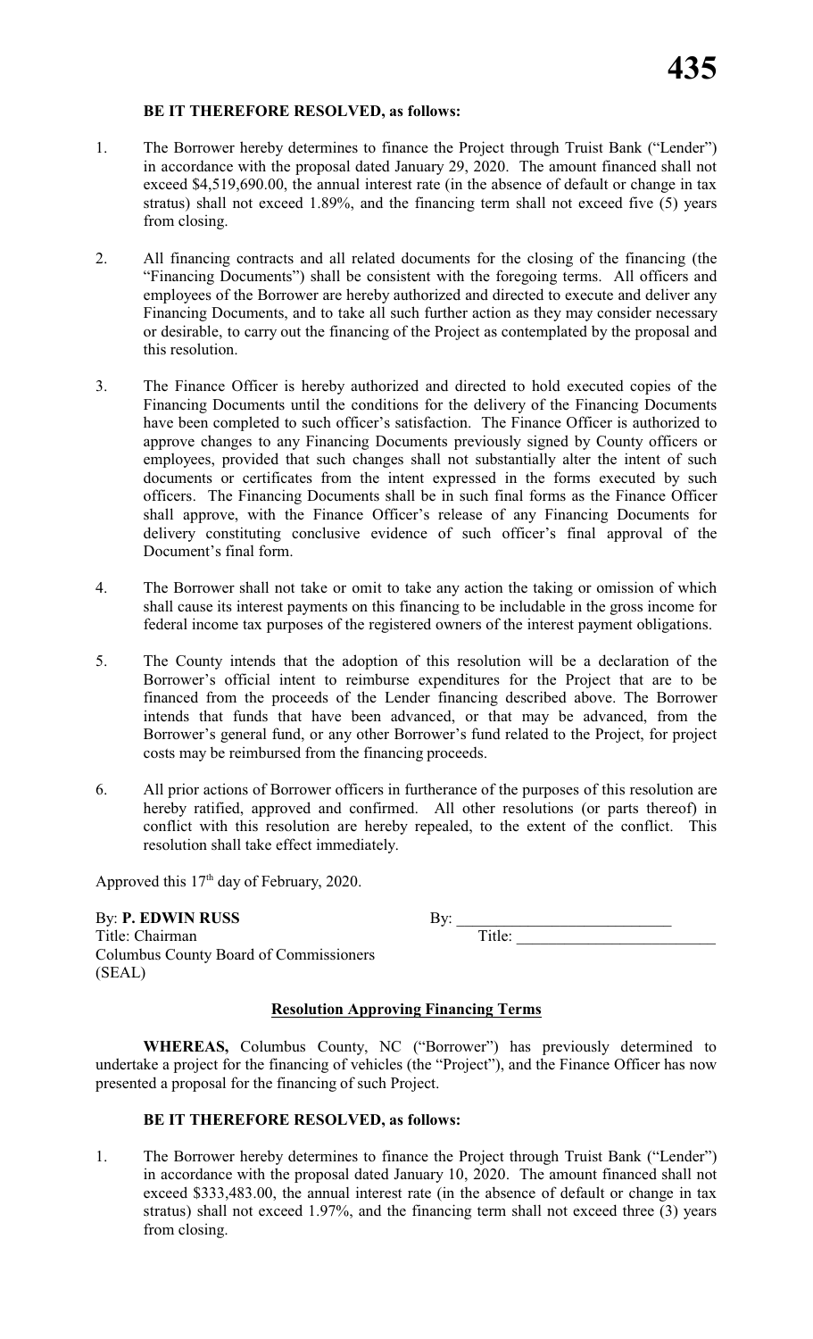**BE IT THEREFORE RESOLVED, as follows:**

1. The Borrower hereby determines to finance the Project through Truist Bank ("Lender") in accordance with the proposal dated January 29, 2020. The amount financed shall not exceed $4,519,690.00, the annual interest rate (in the absence of default or change in tax stratus) shall not exceed 1.89%, and the financing term shall not exceed five (5) years from closing.

2. All financing contracts and all related documents for the closing of the financing (the "Financing Documents") shall be consistent with the foregoing terms. All officers and employees of the Borrower are hereby authorized and directed to execute and deliver any Financing Documents, and to take all such further action as they may consider necessary or desirable, to carry out the financing of the Project as contemplated by the proposal and this resolution.

3. The Finance Officer is hereby authorized and directed to hold executed copies of the Financing Documents until the conditions for the delivery of the Financing Documents have been completed to such officer's satisfaction. The Finance Officer is authorized to approve changes to any Financing Documents previously signed by County officers or employees, provided that such changes shall not substantially alter the intent of such documents or certificates from the intent expressed in the forms executed by such officers. The Financing Documents shall be in such final forms as the Finance Officer shall approve, with the Finance Officer's release of any Financing Documents for delivery constituting conclusive evidence of such officer's final approval of the Document's final form.

4. The Borrower shall not take or omit to take any action the taking or omission of which shall cause its interest payments on this financing to be includable in the gross income for federal income tax purposes of the registered owners of the interest payment obligations.

5. The County intends that the adoption of this resolution will be a declaration of the Borrower's official intent to reimburse expenditures for the Project that are to be financed from the proceeds of the Lender financing described above. The Borrower intends that funds that have been advanced, or that may be advanced, from the Borrower's general fund, or any other Borrower's fund related to the Project, for project costs may be reimbursed from the financing proceeds.

6. All prior actions of Borrower officers in furtherance of the purposes of this resolution are hereby ratified, approved and confirmed. All other resolutions (or parts thereof) in conflict with this resolution are hereby repealed, to the extent of the conflict. This resolution shall take effect immediately.

Approved this 17th day of February, 2020.

By: **P. EDWIN RUSS**
Title: Chairman
Columbus County Board of Commissioners
(SEAL)

By: ___________________________
Title: ________________________

**Resolution Approving Financing Terms**

**WHEREAS,** Columbus County, NC ("Borrower") has previously determined to undertake a project for the financing of vehicles (the "Project"), and the Finance Officer has now presented a proposal for the financing of such Project.

**BE IT THEREFORE RESOLVED, as follows:**

1. The Borrower hereby determines to finance the Project through Truist Bank ("Lender") in accordance with the proposal dated January 10, 2020. The amount financed shall not exceed $333,483.00, the annual interest rate (in the absence of default or change in tax stratus) shall not exceed 1.97%, and the financing term shall not exceed three (3) years from closing.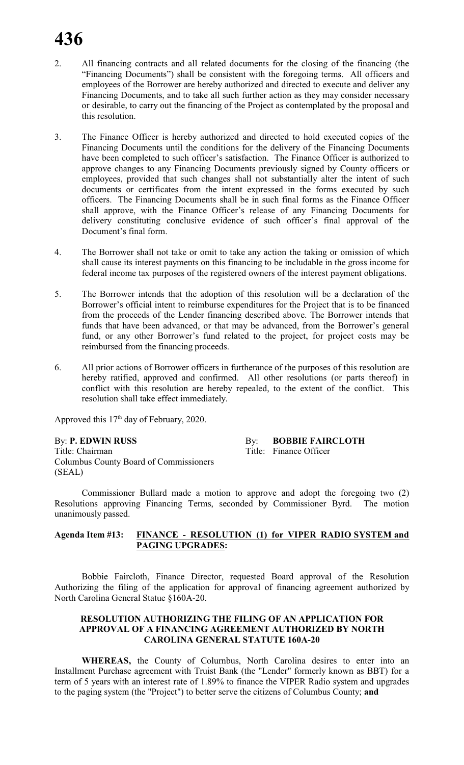2. All financing contracts and all related documents for the closing of the financing (the "Financing Documents") shall be consistent with the foregoing terms. All officers and employees of the Borrower are hereby authorized and directed to execute and deliver any Financing Documents, and to take all such further action as they may consider necessary or desirable, to carry out the financing of the Project as contemplated by the proposal and this resolution.

3. The Finance Officer is hereby authorized and directed to hold executed copies of the Financing Documents until the conditions for the delivery of the Financing Documents have been completed to such officer's satisfaction. The Finance Officer is authorized to approve changes to any Financing Documents previously signed by County officers or employees, provided that such changes shall not substantially alter the intent of such documents or certificates from the intent expressed in the forms executed by such officers. The Financing Documents shall be in such final forms as the Finance Officer shall approve, with the Finance Officer's release of any Financing Documents for delivery constituting conclusive evidence of such officer's final approval of the Document's final form.

4. The Borrower shall not take or omit to take any action the taking or omission of which shall cause its interest payments on this financing to be includable in the gross income for federal income tax purposes of the registered owners of the interest payment obligations.

5. The Borrower intends that the adoption of this resolution will be a declaration of the Borrower's official intent to reimburse expenditures for the Project that is to be financed from the proceeds of the Lender financing described above. The Borrower intends that funds that have been advanced, or that may be advanced, from the Borrower's general fund, or any other Borrower's fund related to the project, for project costs may be reimbursed from the financing proceeds.

6. All prior actions of Borrower officers in furtherance of the purposes of this resolution are hereby ratified, approved and confirmed. All other resolutions (or parts thereof) in conflict with this resolution are hereby repealed, to the extent of the conflict. This resolution shall take effect immediately.

Approved this 17th day of February, 2020.

By: **P. EDWIN RUSS**
Title: Chairman
Columbus County Board of Commissioners
(SEAL)

By: **BOBBIE FAIRCLOTH**
Title: Finance Officer

Commissioner Bullard made a motion to approve and adopt the foregoing two (2) Resolutions approving Financing Terms, seconded by Commissioner Byrd. The motion unanimously passed.

**Agenda Item #13: FINANCE - RESOLUTION (1) for VIPER RADIO SYSTEM and PAGING UPGRADES:**

Bobbie Faircloth, Finance Director, requested Board approval of the Resolution Authorizing the filing of the application for approval of financing agreement authorized by North Carolina General Statue §160A-20.

**RESOLUTION AUTHORIZING THE FILING OF AN APPLICATION FOR APPROVAL OF A FINANCING AGREEMENT AUTHORIZED BY NORTH CAROLINA GENERAL STATUTE 160A-20**

**WHEREAS,** the County of Colrumbus, North Carolina desires to enter into an Installment Purchase agreement with Truist Bank (the "Lender" formerly known as BBT) for a term of 5 years with an interest rate of 1.89% to finance the VIPER Radio system and upgrades to the paging system (the "Project") to better serve the citizens of Columbus County; **and**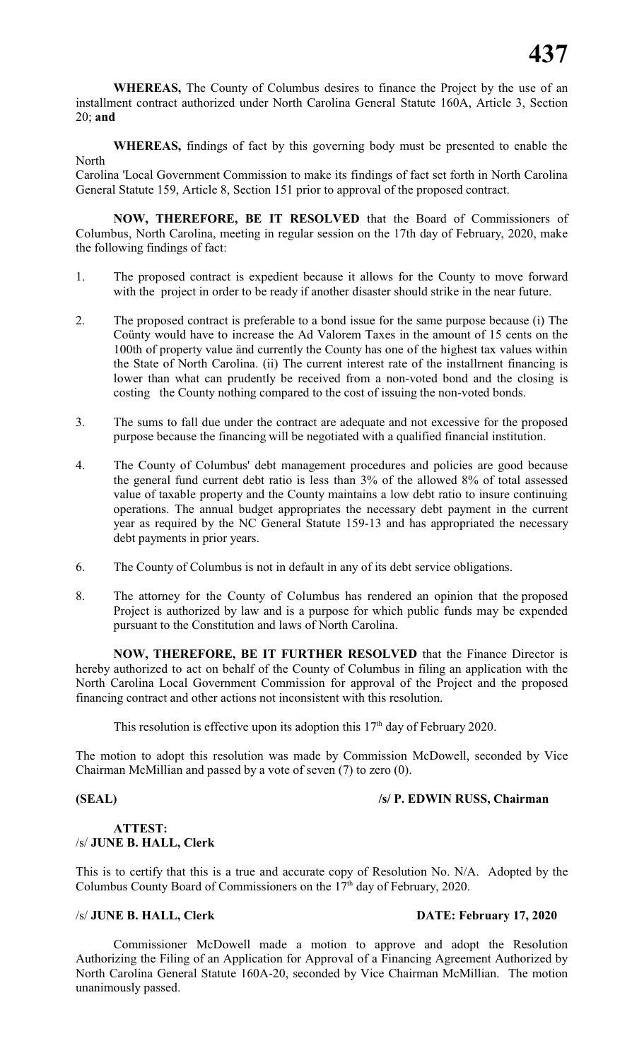**WHEREAS,** The County of Columbus desires to finance the Project by the use of an installment contract authorized under North Carolina General Statute 160A, Article 3, Section 20; **and**

**WHEREAS,** findings of fact by this governing body must be presented to enable the North
Carolina 'Local Government Commission to make its findings of fact set forth in North Carolina General Statute 159, Article 8, Section 151 prior to approval of the proposed contract.

**NOW, THEREFORE, BE IT RESOLVED** that the Board of Commissioners of Columbus, North Carolina, meeting in regular session on the 17th day of February, 2020, make the following findings of fact:

1. The proposed contract is expedient because it allows for the County to move forward with the project in order to be ready if another disaster should strike in the near future.

2. The proposed contract is preferable to a bond issue for the same purpose because (i) The Coünty would have to increase the Ad Valorem Taxes in the amount of 15 cents on the 100th of property value änd currently the County has one of the highest tax values within the State of North Carolina. (ii) The current interest rate of the installrnent financing is lower than what can prudently be received from a non-voted bond and the closing is costing the County nothing compared to the cost of issuing the non-voted bonds.

3. The sums to fall due under the contract are adequate and not excessive for the proposed purpose because the financing will be negotiated with a qualified financial institution.

4. The County of Columbus' debt management procedures and policies are good because the general fund current debt ratio is less than 3% of the allowed 8% of total assessed value of taxable property and the County maintains a low debt ratio to insure continuing operations. The annual budget appropriates the necessary debt payment in the current year as required by the NC General Statute 159-13 and has appropriated the necessary debt payments in prior years.

6. The County of Columbus is not in default in any of its debt service obligations.

8. The attorney for the County of Columbus has rendered an opinion that the proposed Project is authorized by law and is a purpose for which public funds may be expended pursuant to the Constitution and laws of North Carolina.

**NOW, THEREFORE, BE IT FURTHER RESOLVED** that the Finance Director is hereby authorized to act on behalf of the County of Columbus in filing an application with the North Carolina Local Government Commission for approval of the Project and the proposed financing contract and other actions not inconsistent with this resolution.

This resolution is effective upon its adoption this 17th day of February 2020.

The motion to adopt this resolution was made by Commission McDowell, seconded by Vice Chairman McMillian and passed by a vote of seven (7) to zero (0).

**(SEAL)** **/s/ P. EDWIN RUSS, Chairman**

**ATTEST:**
/s/ **JUNE B. HALL, Clerk**

This is to certify that this is a true and accurate copy of Resolution No. N/A. Adopted by the Columbus County Board of Commissioners on the 17th day of February, 2020.

/s/ **JUNE B. HALL, Clerk** **DATE: February 17, 2020**

Commissioner McDowell made a motion to approve and adopt the Resolution Authorizing the Filing of an Application for Approval of a Financing Agreement Authorized by North Carolina General Statute 160A-20, seconded by Vice Chairman McMillian. The motion unanimously passed.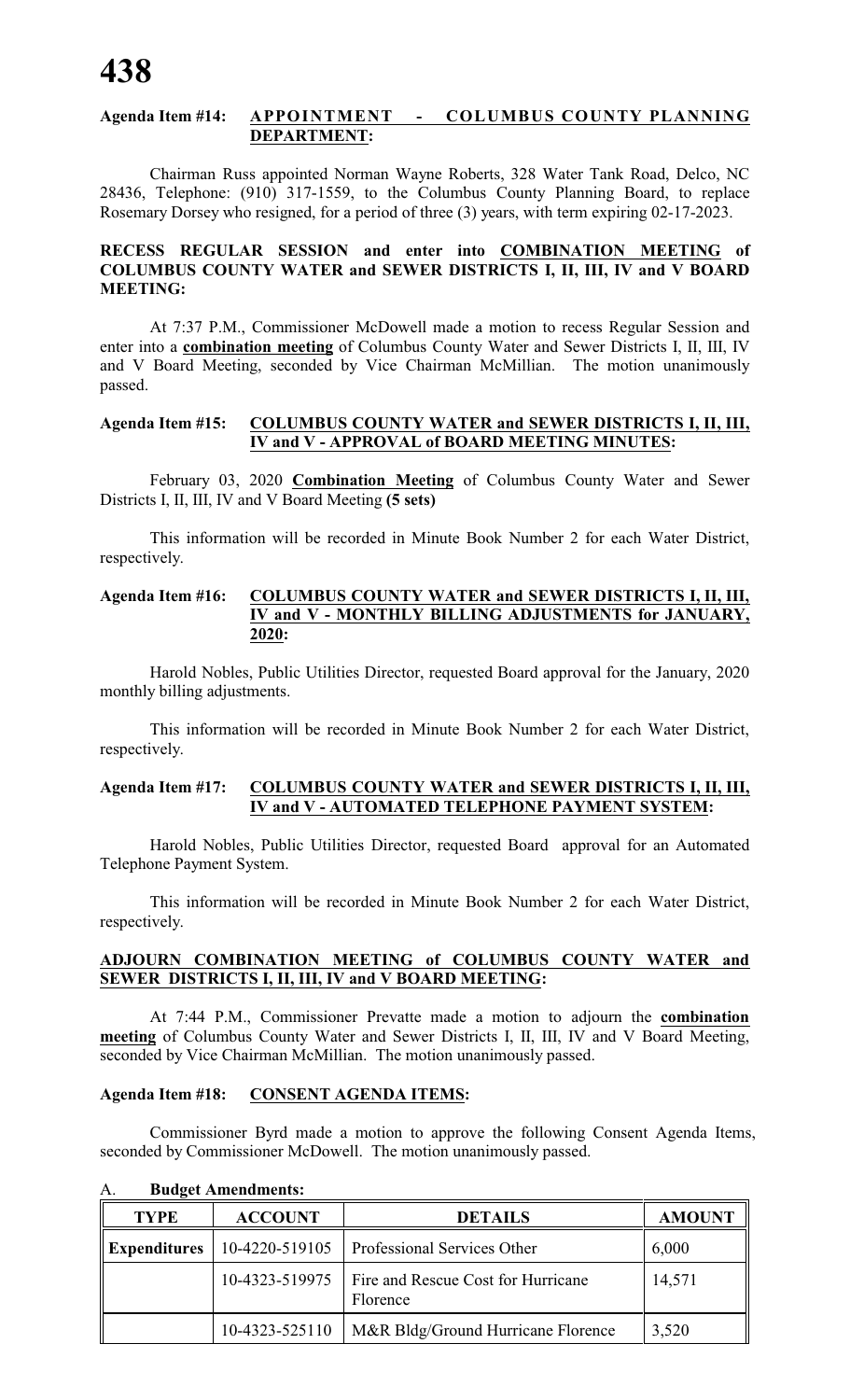**Agenda Item #14: APPOINTMENT - COLUMBUS COUNTY PLANNING DEPARTMENT:**

Chairman Russ appointed Norman Wayne Roberts, 328 Water Tank Road, Delco, NC 28436, Telephone: (910) 317-1559, to the Columbus County Planning Board, to replace Rosemary Dorsey who resigned, for a period of three (3) years, with term expiring 02-17-2023.

**RECESS REGULAR SESSION and enter into COMBINATION MEETING of COLUMBUS COUNTY WATER and SEWER DISTRICTS I, II, III, IV and V BOARD MEETING:**

At 7:37 P.M., Commissioner McDowell made a motion to recess Regular Session and enter into a **combination meeting** of Columbus County Water and Sewer Districts I, II, III, IV and V Board Meeting, seconded by Vice Chairman McMillian. The motion unanimously passed.

**Agenda Item #15: COLUMBUS COUNTY WATER and SEWER DISTRICTS I, II, III, IV and V - APPROVAL of BOARD MEETING MINUTES:**

February 03, 2020 **Combination Meeting** of Columbus County Water and Sewer Districts I, II, III, IV and V Board Meeting **(5 sets)**

This information will be recorded in Minute Book Number 2 for each Water District, respectively.

**Agenda Item #16: COLUMBUS COUNTY WATER and SEWER DISTRICTS I, II, III, IV and V - MONTHLY BILLING ADJUSTMENTS for JANUARY, 2020:**

Harold Nobles, Public Utilities Director, requested Board approval for the January, 2020 monthly billing adjustments.

This information will be recorded in Minute Book Number 2 for each Water District, respectively.

**Agenda Item #17: COLUMBUS COUNTY WATER and SEWER DISTRICTS I, II, III, IV and V - AUTOMATED TELEPHONE PAYMENT SYSTEM:**

Harold Nobles, Public Utilities Director, requested Board approval for an Automated Telephone Payment System.

This information will be recorded in Minute Book Number 2 for each Water District, respectively.

**ADJOURN COMBINATION MEETING of COLUMBUS COUNTY WATER and SEWER DISTRICTS I, II, III, IV and V BOARD MEETING:**

At 7:44 P.M., Commissioner Prevatte made a motion to adjourn the **combination meeting** of Columbus County Water and Sewer Districts I, II, III, IV and V Board Meeting, seconded by Vice Chairman McMillian. The motion unanimously passed.

**Agenda Item #18: CONSENT AGENDA ITEMS:**

Commissioner Byrd made a motion to approve the following Consent Agenda Items, seconded by Commissioner McDowell. The motion unanimously passed.

A. **Budget Amendments:**

| TYPE | ACCOUNT | DETAILS | AMOUNT |
|---|---|---|---|
| **Expenditures** | 10-4220-519105 | Professional Services Other | 6,000 |
| | 10-4323-519975 | Fire and Rescue Cost for Hurricane Florence | 14,571 |
| | 10-4323-525110 | M&R Bldg/Ground Hurricane Florence | 3,520 |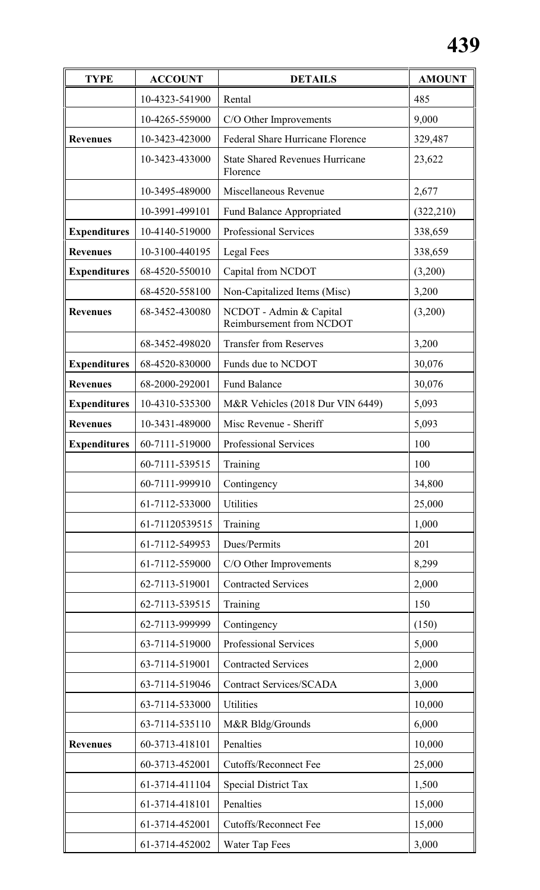| TYPE | ACCOUNT | DETAILS | AMOUNT |
|---|---|---|---|
| | 10-4323-541900 | Rental | 485 |
| | 10-4265-559000 | C/O Other Improvements | 9,000 |
| **Revenues** | 10-3423-423000 | Federal Share Hurricane Florence | 329,487 |
| | 10-3423-433000 | State Shared Revenues Hurricane Florence | 23,622 |
| | 10-3495-489000 | Miscellaneous Revenue | 2,677 |
| | 10-3991-499101 | Fund Balance Appropriated | (322,210) |
| **Expenditures** | 10-4140-519000 | Professional Services | 338,659 |
| **Revenues** | 10-3100-440195 | Legal Fees | 338,659 |
| **Expenditures** | 68-4520-550010 | Capital from NCDOT | (3,200) |
| | 68-4520-558100 | Non-Capitalized Items (Misc) | 3,200 |
| **Revenues** | 68-3452-430080 | NCDOT - Admin & Capital Reimbursement from NCDOT | (3,200) |
| | 68-3452-498020 | Transfer from Reserves | 3,200 |
| **Expenditures** | 68-4520-830000 | Funds due to NCDOT | 30,076 |
| **Revenues** | 68-2000-292001 | Fund Balance | 30,076 |
| **Expenditures** | 10-4310-535300 | M&R Vehicles (2018 Dur VIN 6449) | 5,093 |
| **Revenues** | 10-3431-489000 | Misc Revenue - Sheriff | 5,093 |
| **Expenditures** | 60-7111-519000 | Professional Services | 100 |
| | 60-7111-539515 | Training | 100 |
| | 60-7111-999910 | Contingency | 34,800 |
| | 61-7112-533000 | Utilities | 25,000 |
| | 61-71120539515 | Training | 1,000 |
| | 61-7112-549953 | Dues/Permits | 201 |
| | 61-7112-559000 | C/O Other Improvements | 8,299 |
| | 62-7113-519001 | Contracted Services | 2,000 |
| | 62-7113-539515 | Training | 150 |
| | 62-7113-999999 | Contingency | (150) |
| | 63-7114-519000 | Professional Services | 5,000 |
| | 63-7114-519001 | Contracted Services | 2,000 |
| | 63-7114-519046 | Contract Services/SCADA | 3,000 |
| | 63-7114-533000 | Utilities | 10,000 |
| | 63-7114-535110 | M&R Bldg/Grounds | 6,000 |
| **Revenues** | 60-3713-418101 | Penalties | 10,000 |
| | 60-3713-452001 | Cutoffs/Reconnect Fee | 25,000 |
| | 61-3714-411104 | Special District Tax | 1,500 |
| | 61-3714-418101 | Penalties | 15,000 |
| | 61-3714-452001 | Cutoffs/Reconnect Fee | 15,000 |
| | 61-3714-452002 | Water Tap Fees | 3,000 |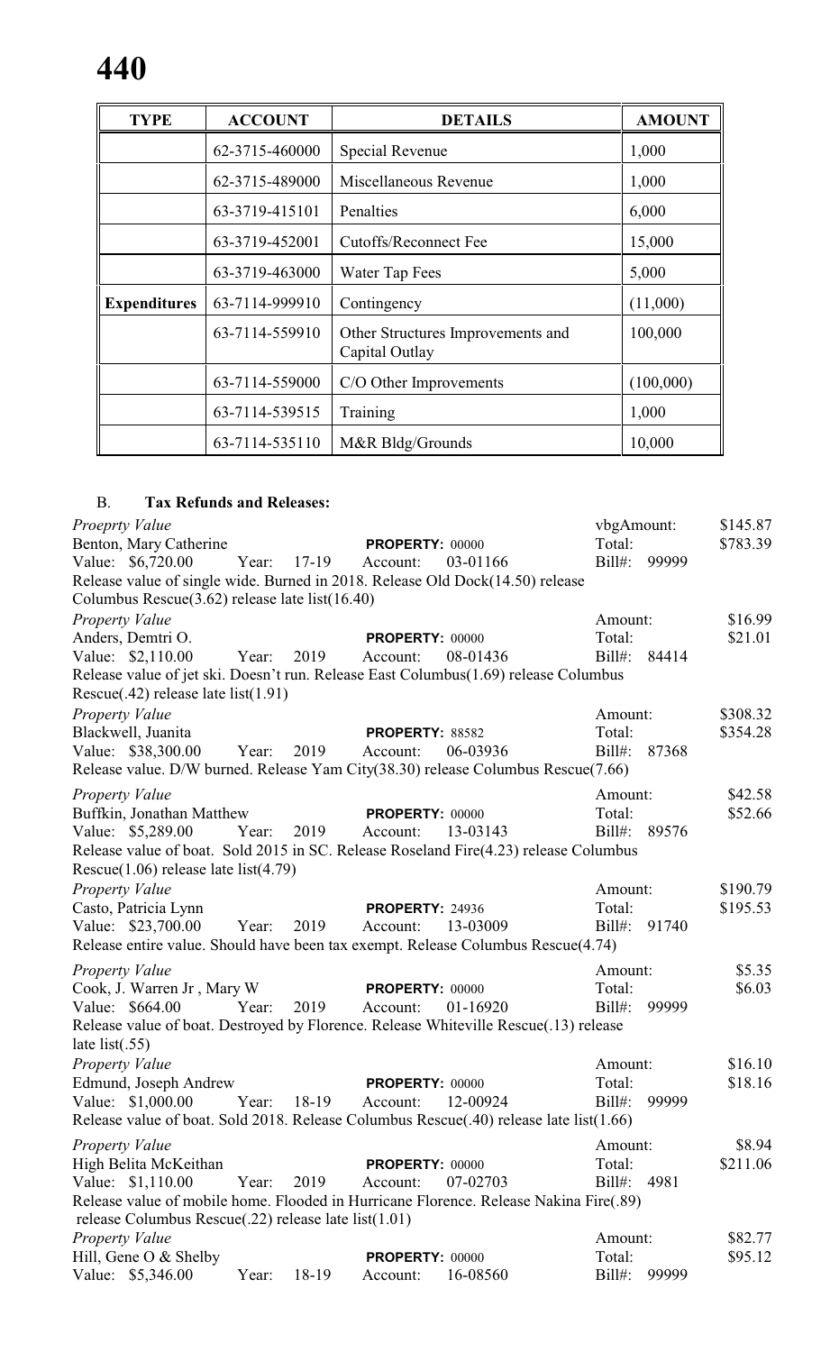| TYPE | ACCOUNT | DETAILS | AMOUNT |
|---|---|---|---|
| | 62-3715-460000 | Special Revenue | 1,000 |
| | 62-3715-489000 | Miscellaneous Revenue | 1,000 |
| | 63-3719-415101 | Penalties | 6,000 |
| | 63-3719-452001 | Cutoffs/Reconnect Fee | 15,000 |
| | 63-3719-463000 | Water Tap Fees | 5,000 |
| **Expenditures** | 63-7114-999910 | Contingency | (11,000) |
| | 63-7114-559910 | Other Structures Improvements and Capital Outlay | 100,000 |
| | 63-7114-559000 | C/O Other Improvements | (100,000) |
| | 63-7114-539515 | Training | 1,000 |
| | 63-7114-535110 | M&R Bldg/Grounds | 10,000 |

B. **Tax Refunds and Releases:**

*Proeprty Value* — vbgAmount: $145.87
Benton, Mary Catherine — **PROPERTY:** 00000 — Total: $783.39
Value: $6,720.00 Year: 17-19 Account: 03-01166 Bill#: 99999
Release value of single wide. Burned in 2018. Release Old Dock(14.50) release Columbus Rescue(3.62) release late list(16.40)

*Property Value* — Amount: $16.99
Anders, Demtri O. — **PROPERTY:** 00000 — Total: $21.01
Value: $2,110.00 Year: 2019 Account: 08-01436 Bill#: 84414
Release value of jet ski. Doesn't run. Release East Columbus(1.69) release Columbus Rescue(.42) release late list(1.91)

*Property Value* — Amount: $308.32
Blackwell, Juanita — **PROPERTY:** 88582 — Total: $354.28
Value: $38,300.00 Year: 2019 Account: 06-03936 Bill#: 87368
Release value. D/W burned. Release Yam City(38.30) release Columbus Rescue(7.66)

*Property Value* — Amount: $42.58
Buffkin, Jonathan Matthew — **PROPERTY:** 00000 — Total: $52.66
Value: $5,289.00 Year: 2019 Account: 13-03143 Bill#: 89576
Release value of boat. Sold 2015 in SC. Release Roseland Fire(4.23) release Columbus Rescue(1.06) release late list(4.79)

*Property Value* — Amount: $190.79
Casto, Patricia Lynn — **PROPERTY:** 24936 — Total: $195.53
Value: $23,700.00 Year: 2019 Account: 13-03009 Bill#: 91740
Release entire value. Should have been tax exempt. Release Columbus Rescue(4.74)

*Property Value* — Amount: $5.35
Cook, J. Warren Jr , Mary W — **PROPERTY:** 00000 — Total: $6.03
Value: $664.00 Year: 2019 Account: 01-16920 Bill#: 99999
Release value of boat. Destroyed by Florence. Release Whiteville Rescue(.13) release late list(.55)

*Property Value* — Amount: $16.10
Edmund, Joseph Andrew — **PROPERTY:** 00000 — Total: $18.16
Value: $1,000.00 Year: 18-19 Account: 12-00924 Bill#: 99999
Release value of boat. Sold 2018. Release Columbus Rescue(.40) release late list(1.66)

*Property Value* — Amount: $8.94
High Belita McKeithan — **PROPERTY:** 00000 — Total: $211.06
Value: $1,110.00 Year: 2019 Account: 07-02703 Bill#: 4981
Release value of mobile home. Flooded in Hurricane Florence. Release Nakina Fire(.89) release Columbus Rescue(.22) release late list(1.01)

*Property Value* — Amount: $82.77
Hill, Gene O & Shelby — **PROPERTY:** 00000 — Total: $95.12
Value: $5,346.00 Year: 18-19 Account: 16-08560 Bill#: 99999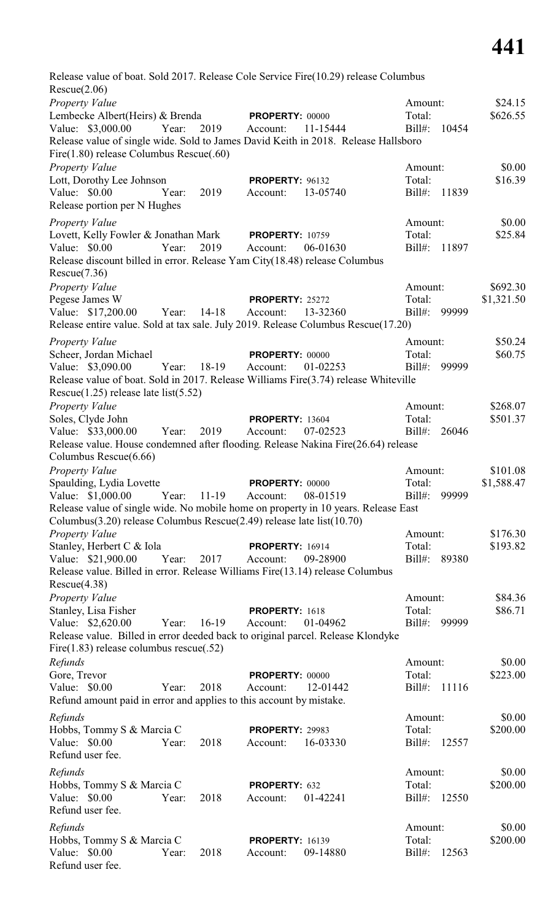Release value of boat. Sold 2017. Release Cole Service Fire(10.29) release Columbus Rescue(2.06)

*Property Value*
Lembecke Albert(Heirs) & Brenda **PROPERTY:** 00000
Value: $3,000.00 Year: 2019 Account: 11-15444
Amount: $24.15
Total: $626.55
Bill#: 10454
Release value of single wide. Sold to James David Keith in 2018. Release Hallsboro Fire(1.80) release Columbus Rescue(.60)

*Property Value*
Lott, Dorothy Lee Johnson **PROPERTY:** 96132
Value: $0.00 Year: 2019 Account: 13-05740
Amount: $0.00
Total: $16.39
Bill#: 11839
Release portion per N Hughes

*Property Value*
Lovett, Kelly Fowler & Jonathan Mark **PROPERTY:** 10759
Value: $0.00 Year: 2019 Account: 06-01630
Amount: $0.00
Total: $25.84
Bill#: 11897
Release discount billed in error. Release Yam City(18.48) release Columbus Rescue(7.36)

*Property Value*
Pegese James W **PROPERTY:** 25272
Value: $17,200.00 Year: 14-18 Account: 13-32360
Amount: $692.30
Total: $1,321.50
Bill#: 99999
Release entire value. Sold at tax sale. July 2019. Release Columbus Rescue(17.20)

*Property Value*
Scheer, Jordan Michael **PROPERTY:** 00000
Value: $3,090.00 Year: 18-19 Account: 01-02253
Amount: $50.24
Total: $60.75
Bill#: 99999
Release value of boat. Sold in 2017. Release Williams Fire(3.74) release Whiteville Rescue(1.25) release late list(5.52)

*Property Value*
Soles, Clyde John **PROPERTY:** 13604
Value: $33,000.00 Year: 2019 Account: 07-02523
Amount: $268.07
Total: $501.37
Bill#: 26046
Release value. House condemned after flooding. Release Nakina Fire(26.64) release Columbus Rescue(6.66)

*Property Value*
Spaulding, Lydia Lovette **PROPERTY:** 00000
Value: $1,000.00 Year: 11-19 Account: 08-01519
Amount: $101.08
Total: $1,588.47
Bill#: 99999
Release value of single wide. No mobile home on property in 10 years. Release East Columbus(3.20) release Columbus Rescue(2.49) release late list(10.70)

*Property Value*
Stanley, Herbert C & Iola **PROPERTY:** 16914
Value: $21,900.00 Year: 2017 Account: 09-28900
Amount: $176.30
Total: $193.82
Bill#: 89380
Release value. Billed in error. Release Williams Fire(13.14) release Columbus Rescue(4.38)

*Property Value*
Stanley, Lisa Fisher **PROPERTY:** 1618
Value: $2,620.00 Year: 16-19 Account: 01-04962
Amount: $84.36
Total: $86.71
Bill#: 99999
Release value. Billed in error deeded back to original parcel. Release Klondyke Fire(1.83) release columbus rescue(.52)

*Refunds*
Gore, Trevor **PROPERTY:** 00000
Value: $0.00 Year: 2018 Account: 12-01442
Amount: $0.00
Total: $223.00
Bill#: 11116
Refund amount paid in error and applies to this account by mistake.

*Refunds*
Hobbs, Tommy S & Marcia C **PROPERTY:** 29983
Value: $0.00 Year: 2018 Account: 16-03330
Amount: $0.00
Total: $200.00
Bill#: 12557
Refund user fee.

*Refunds*
Hobbs, Tommy S & Marcia C **PROPERTY:** 632
Value: $0.00 Year: 2018 Account: 01-42241
Amount: $0.00
Total: $200.00
Bill#: 12550
Refund user fee.

*Refunds*
Hobbs, Tommy S & Marcia C **PROPERTY:** 16139
Value: $0.00 Year: 2018 Account: 09-14880
Amount: $0.00
Total: $200.00
Bill#: 12563
Refund user fee.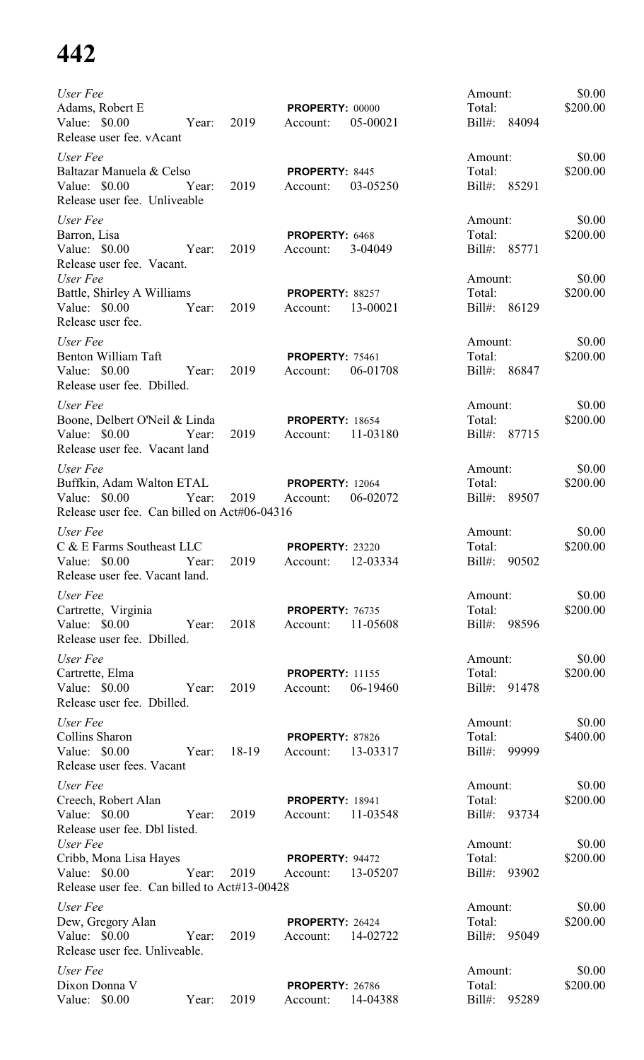*User Fee*
Adams, Robert E — **PROPERTY:** 00000 — Amount: $0.00
Value: $0.00 Year: 2019 Account: 05-00021 — Total: $200.00
Release user fee. vAcant — Bill#: 84094

*User Fee*
Baltazar Manuela & Celso — **PROPERTY:** 8445 — Amount: $0.00
Value: $0.00 Year: 2019 Account: 03-05250 — Total: $200.00
Release user fee. Unliveable — Bill#: 85291

*User Fee*
Barron, Lisa — **PROPERTY:** 6468 — Amount: $0.00
Value: $0.00 Year: 2019 Account: 3-04049 — Total: $200.00
Release user fee. Vacant. — Bill#: 85771

*User Fee*
Battle, Shirley A Williams — **PROPERTY:** 88257 — Amount: $0.00
Value: $0.00 Year: 2019 Account: 13-00021 — Total: $200.00
Release user fee. — Bill#: 86129

*User Fee*
Benton William Taft — **PROPERTY:** 75461 — Amount: $0.00
Value: $0.00 Year: 2019 Account: 06-01708 — Total: $200.00
Release user fee. Dbilled. — Bill#: 86847

*User Fee*
Boone, Delbert O'Neil & Linda — **PROPERTY:** 18654 — Amount: $0.00
Value: $0.00 Year: 2019 Account: 11-03180 — Total: $200.00
Release user fee. Vacant land — Bill#: 87715

*User Fee*
Buffkin, Adam Walton ETAL — **PROPERTY:** 12064 — Amount: $0.00
Value: $0.00 Year: 2019 Account: 06-02072 — Total: $200.00
Release user fee. Can billed on Act#06-04316 — Bill#: 89507

*User Fee*
C & E Farms Southeast LLC — **PROPERTY:** 23220 — Amount: $0.00
Value: $0.00 Year: 2019 Account: 12-03334 — Total: $200.00
Release user fee. Vacant land. — Bill#: 90502

*User Fee*
Cartrette, Virginia — **PROPERTY:** 76735 — Amount: $0.00
Value: $0.00 Year: 2018 Account: 11-05608 — Total: $200.00
Release user fee. Dbilled. — Bill#: 98596

*User Fee*
Cartrette, Elma — **PROPERTY:** 11155 — Amount: $0.00
Value: $0.00 Year: 2019 Account: 06-19460 — Total: $200.00
Release user fee. Dbilled. — Bill#: 91478

*User Fee*
Collins Sharon — **PROPERTY:** 87826 — Amount: $0.00
Value: $0.00 Year: 18-19 Account: 13-03317 — Total: $400.00
Release user fees. Vacant — Bill#: 99999

*User Fee*
Creech, Robert Alan — **PROPERTY:** 18941 — Amount: $0.00
Value: $0.00 Year: 2019 Account: 11-03548 — Total: $200.00
Release user fee. Dbl listed. — Bill#: 93734

*User Fee*
Cribb, Mona Lisa Hayes — **PROPERTY:** 94472 — Amount: $0.00
Value: $0.00 Year: 2019 Account: 13-05207 — Total: $200.00
Release user fee. Can billed to Act#13-00428 — Bill#: 93902

*User Fee*
Dew, Gregory Alan — **PROPERTY:** 26424 — Amount: $0.00
Value: $0.00 Year: 2019 Account: 14-02722 — Total: $200.00
Release user fee. Unliveable. — Bill#: 95049

*User Fee*
Dixon Donna V — **PROPERTY:** 26786 — Amount: $0.00
Value: $0.00 Year: 2019 Account: 14-04388 — Total: $200.00
Bill#: 95289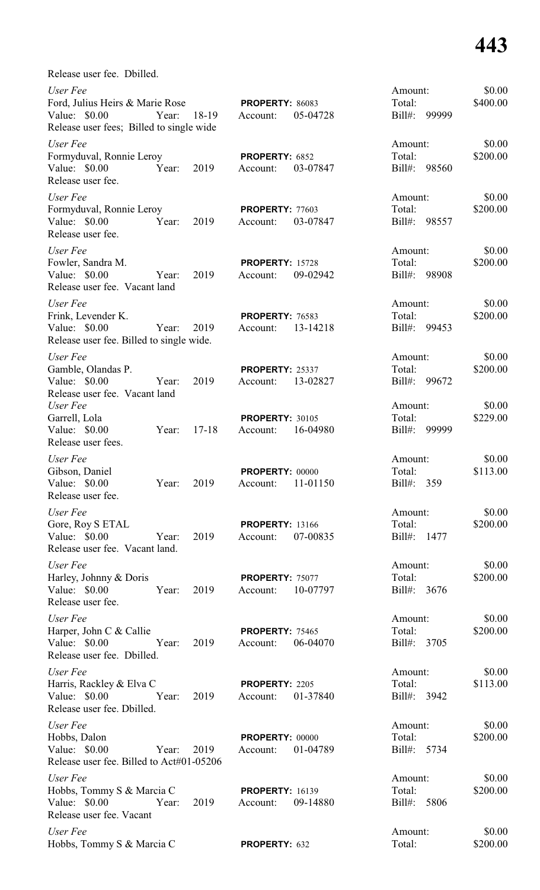Release user fee. Dbilled.

*User Fee*
Ford, Julius Heirs & Marie Rose — **PROPERTY:** 86083 — Amount: $0.00
Value: $0.00 Year: 18-19 — Account: 05-04728 — Total: $400.00
Release user fees; Billed to single wide — Bill#: 99999

*User Fee*
Formyduval, Ronnie Leroy — **PROPERTY:** 6852 — Amount: $0.00
Value: $0.00 Year: 2019 — Account: 03-07847 — Total: $200.00
Release user fee. — Bill#: 98560

*User Fee*
Formyduval, Ronnie Leroy — **PROPERTY:** 77603 — Amount: $0.00
Value: $0.00 Year: 2019 — Account: 03-07847 — Total: $200.00
Release user fee. — Bill#: 98557

*User Fee*
Fowler, Sandra M. — **PROPERTY:** 15728 — Amount: $0.00
Value: $0.00 Year: 2019 — Account: 09-02942 — Total: $200.00
Release user fee. Vacant land — Bill#: 98908

*User Fee*
Frink, Levender K. — **PROPERTY:** 76583 — Amount: $0.00
Value: $0.00 Year: 2019 — Account: 13-14218 — Total: $200.00
Release user fee. Billed to single wide. — Bill#: 99453

*User Fee*
Gamble, Olandas P. — **PROPERTY:** 25337 — Amount: $0.00
Value: $0.00 Year: 2019 — Account: 13-02827 — Total: $200.00
Release user fee. Vacant land — Bill#: 99672

*User Fee*
Garrell, Lola — **PROPERTY:** 30105 — Amount: $0.00
Value: $0.00 Year: 17-18 — Account: 16-04980 — Total: $229.00
Release user fees. — Bill#: 99999

*User Fee*
Gibson, Daniel — **PROPERTY:** 00000 — Amount: $0.00
Value: $0.00 Year: 2019 — Account: 11-01150 — Total: $113.00
Release user fee. — Bill#: 359

*User Fee*
Gore, Roy S ETAL — **PROPERTY:** 13166 — Amount: $0.00
Value: $0.00 Year: 2019 — Account: 07-00835 — Total: $200.00
Release user fee. Vacant land. — Bill#: 1477

*User Fee*
Harley, Johnny & Doris — **PROPERTY:** 75077 — Amount: $0.00
Value: $0.00 Year: 2019 — Account: 10-07797 — Total: $200.00
Release user fee. — Bill#: 3676

*User Fee*
Harper, John C & Callie — **PROPERTY:** 75465 — Amount: $0.00
Value: $0.00 Year: 2019 — Account: 06-04070 — Total: $200.00
Release user fee. Dbilled. — Bill#: 3705

*User Fee*
Harris, Rackley & Elva C — **PROPERTY:** 2205 — Amount: $0.00
Value: $0.00 Year: 2019 — Account: 01-37840 — Total: $113.00
Release user fee. Dbilled. — Bill#: 3942

*User Fee*
Hobbs, Dalon — **PROPERTY:** 00000 — Amount: $0.00
Value: $0.00 Year: 2019 — Account: 01-04789 — Total: $200.00
Release user fee. Billed to Act#01-05206 — Bill#: 5734

*User Fee*
Hobbs, Tommy S & Marcia C — **PROPERTY:** 16139 — Amount: $0.00
Value: $0.00 Year: 2019 — Account: 09-14880 — Total: $200.00
Release user fee. Vacant — Bill#: 5806

*User Fee*
Hobbs, Tommy S & Marcia C — **PROPERTY:** 632 — Amount: $0.00
Total: $200.00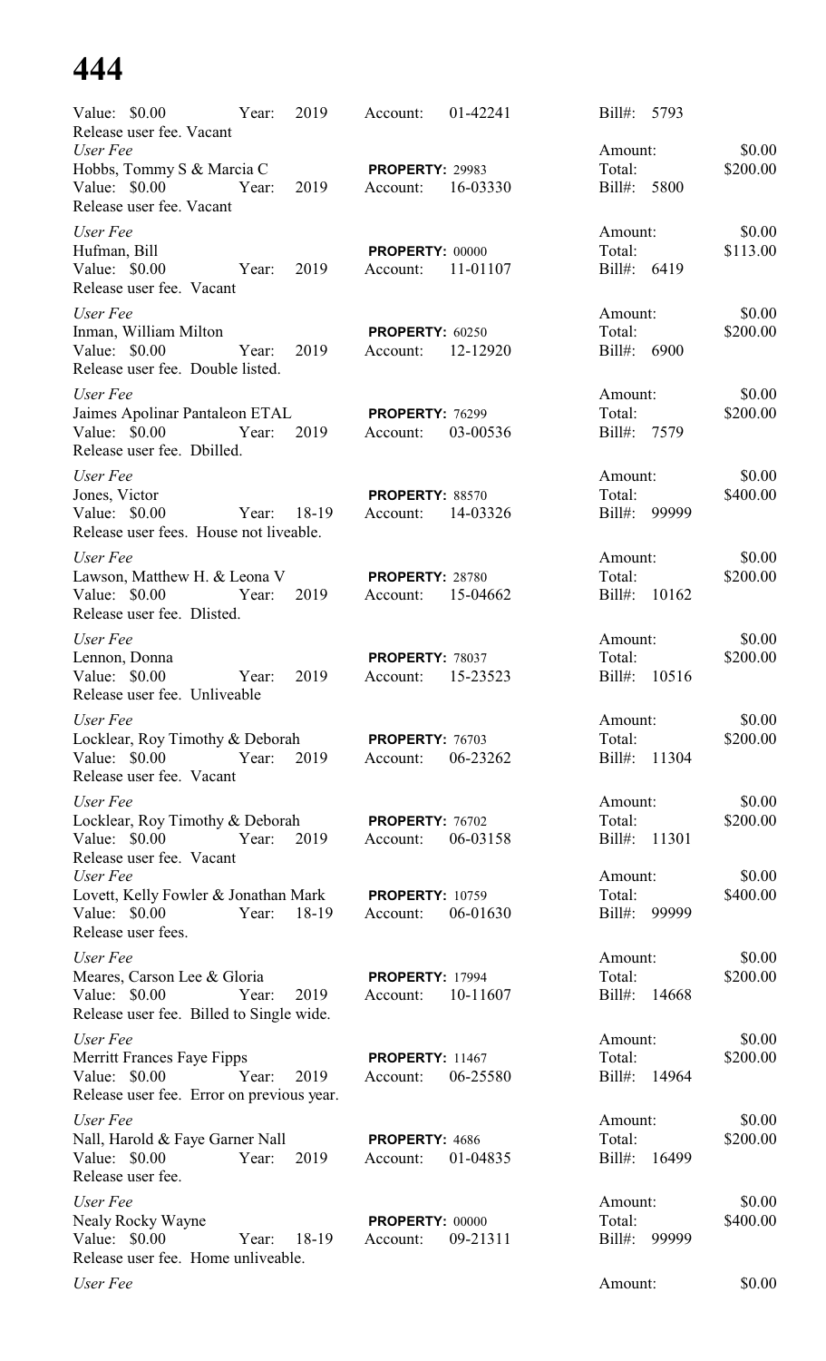Value: $0.00 Year: 2019 Account: 01-42241 Bill#: 5793
Release user fee. Vacant

*User Fee* Amount: $0.00
Hobbs, Tommy S & Marcia C **PROPERTY:** 29983 Total: $200.00
Value: $0.00 Year: 2019 Account: 16-03330 Bill#: 5800
Release user fee. Vacant

*User Fee* Amount: $0.00
Hufman, Bill **PROPERTY:** 00000 Total: $113.00
Value: $0.00 Year: 2019 Account: 11-01107 Bill#: 6419
Release user fee. Vacant

*User Fee* Amount: $0.00
Inman, William Milton **PROPERTY:** 60250 Total: $200.00
Value: $0.00 Year: 2019 Account: 12-12920 Bill#: 6900
Release user fee. Double listed.

*User Fee* Amount: $0.00
Jaimes Apolinar Pantaleon ETAL **PROPERTY:** 76299 Total: $200.00
Value: $0.00 Year: 2019 Account: 03-00536 Bill#: 7579
Release user fee. Dbilled.

*User Fee* Amount: $0.00
Jones, Victor **PROPERTY:** 88570 Total: $400.00
Value: $0.00 Year: 18-19 Account: 14-03326 Bill#: 99999
Release user fees. House not liveable.

*User Fee* Amount: $0.00
Lawson, Matthew H. & Leona V **PROPERTY:** 28780 Total: $200.00
Value: $0.00 Year: 2019 Account: 15-04662 Bill#: 10162
Release user fee. Dlisted.

*User Fee* Amount: $0.00
Lennon, Donna **PROPERTY:** 78037 Total: $200.00
Value: $0.00 Year: 2019 Account: 15-23523 Bill#: 10516
Release user fee. Unliveable

*User Fee* Amount: $0.00
Locklear, Roy Timothy & Deborah **PROPERTY:** 76703 Total: $200.00
Value: $0.00 Year: 2019 Account: 06-23262 Bill#: 11304
Release user fee. Vacant

*User Fee* Amount: $0.00
Locklear, Roy Timothy & Deborah **PROPERTY:** 76702 Total: $200.00
Value: $0.00 Year: 2019 Account: 06-03158 Bill#: 11301
Release user fee. Vacant

*User Fee* Amount: $0.00
Lovett, Kelly Fowler & Jonathan Mark **PROPERTY:** 10759 Total: $400.00
Value: $0.00 Year: 18-19 Account: 06-01630 Bill#: 99999
Release user fees.

*User Fee* Amount: $0.00
Meares, Carson Lee & Gloria **PROPERTY:** 17994 Total: $200.00
Value: $0.00 Year: 2019 Account: 10-11607 Bill#: 14668
Release user fee. Billed to Single wide.

*User Fee* Amount: $0.00
Merritt Frances Faye Fipps **PROPERTY:** 11467 Total: $200.00
Value: $0.00 Year: 2019 Account: 06-25580 Bill#: 14964
Release user fee. Error on previous year.

*User Fee* Amount: $0.00
Nall, Harold & Faye Garner Nall **PROPERTY:** 4686 Total: $200.00
Value: $0.00 Year: 2019 Account: 01-04835 Bill#: 16499
Release user fee.

*User Fee* Amount: $0.00
Nealy Rocky Wayne **PROPERTY:** 00000 Total: $400.00
Value: $0.00 Year: 18-19 Account: 09-21311 Bill#: 99999
Release user fee. Home unliveable.

*User Fee* Amount: $0.00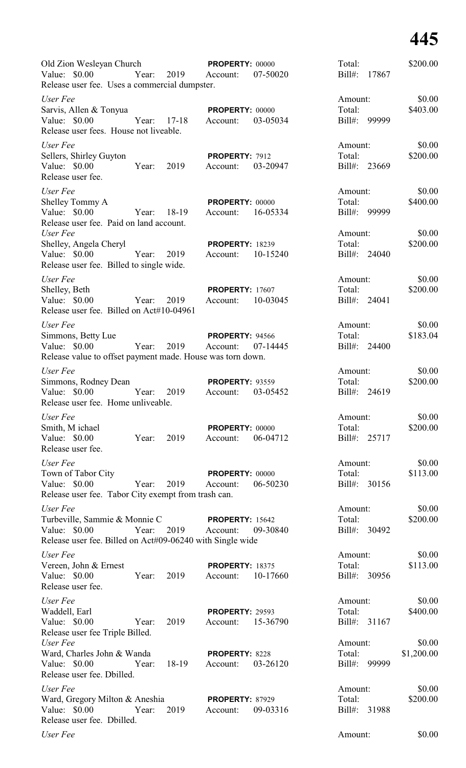Old Zion Wesleyan Church **PROPERTY:** 00000 Total: $200.00
Value: $0.00 Year: 2019 Account: 07-50020 Bill#: 17867
Release user fee. Uses a commercial dumpster.

*User Fee* Amount: $0.00
Sarvis, Allen & Tonyua **PROPERTY:** 00000 Total: $403.00
Value: $0.00 Year: 17-18 Account: 03-05034 Bill#: 99999
Release user fees. House not liveable.

*User Fee* Amount: $0.00
Sellers, Shirley Guyton **PROPERTY:** 7912 Total: $200.00
Value: $0.00 Year: 2019 Account: 03-20947 Bill#: 23669
Release user fee.

*User Fee* Amount: $0.00
Shelley Tommy A **PROPERTY:** 00000 Total: $400.00
Value: $0.00 Year: 18-19 Account: 16-05334 Bill#: 99999
Release user fee. Paid on land account.

*User Fee* Amount: $0.00
Shelley, Angela Cheryl **PROPERTY:** 18239 Total: $200.00
Value: $0.00 Year: 2019 Account: 10-15240 Bill#: 24040
Release user fee. Billed to single wide.

*User Fee* Amount: $0.00
Shelley, Beth **PROPERTY:** 17607 Total: $200.00
Value: $0.00 Year: 2019 Account: 10-03045 Bill#: 24041
Release user fee. Billed on Act#10-04961

*User Fee* Amount: $0.00
Simmons, Betty Lue **PROPERTY:** 94566 Total: $183.04
Value: $0.00 Year: 2019 Account: 07-14445 Bill#: 24400
Release value to offset payment made. House was torn down.

*User Fee* Amount: $0.00
Simmons, Rodney Dean **PROPERTY:** 93559 Total: $200.00
Value: $0.00 Year: 2019 Account: 03-05452 Bill#: 24619
Release user fee. Home unliveable.

*User Fee* Amount: $0.00
Smith, M ichael **PROPERTY:** 00000 Total: $200.00
Value: $0.00 Year: 2019 Account: 06-04712 Bill#: 25717
Release user fee.

*User Fee* Amount: $0.00
Town of Tabor City **PROPERTY:** 00000 Total: $113.00
Value: $0.00 Year: 2019 Account: 06-50230 Bill#: 30156
Release user fee. Tabor City exempt from trash can.

*User Fee* Amount: $0.00
Turbeville, Sammie & Monnie C **PROPERTY:** 15642 Total: $200.00
Value: $0.00 Year: 2019 Account: 09-30840 Bill#: 30492
Release user fee. Billed on Act#09-06240 with Single wide

*User Fee* Amount: $0.00
Vereen, John & Ernest **PROPERTY:** 18375 Total: $113.00
Value: $0.00 Year: 2019 Account: 10-17660 Bill#: 30956
Release user fee.

*User Fee* Amount: $0.00
Waddell, Earl **PROPERTY:** 29593 Total: $400.00
Value: $0.00 Year: 2019 Account: 15-36790 Bill#: 31167
Release user fee Triple Billed.

*User Fee* Amount: $0.00
Ward, Charles John & Wanda **PROPERTY:** 8228 Total: $1,200.00
Value: $0.00 Year: 18-19 Account: 03-26120 Bill#: 99999
Release user fee. Dbilled.

*User Fee* Amount: $0.00
Ward, Gregory Milton & Aneshia **PROPERTY:** 87929 Total: $200.00
Value: $0.00 Year: 2019 Account: 09-03316 Bill#: 31988
Release user fee. Dbilled.

*User Fee* Amount: $0.00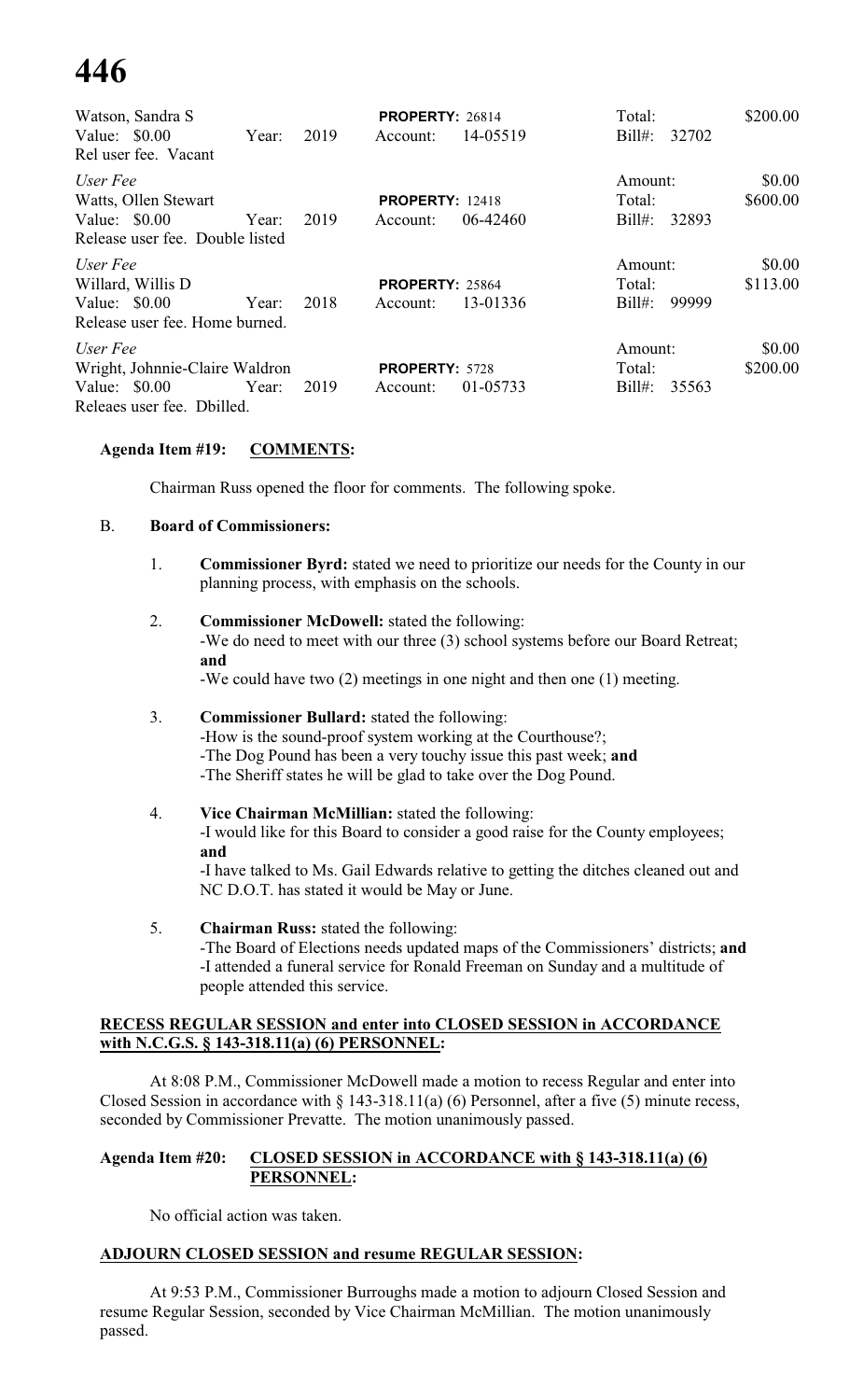| | | | | | | |
|---|---|---|---|---|---|---|
| Watson, Sandra S | | | **PROPERTY:** 26814 | | Total: | $200.00 |
| Value: $0.00 | Year: | 2019 | Account: | 14-05519 | Bill#: 32702 | |
| Rel user fee. Vacant | | | | | | |
| *User Fee* | | | | | Amount: | $0.00 |
| Watts, Ollen Stewart | | | **PROPERTY:** 12418 | | Total: | $600.00 |
| Value: $0.00 | Year: | 2019 | Account: | 06-42460 | Bill#: 32893 | |
| Release user fee. Double listed | | | | | | |
| *User Fee* | | | | | Amount: | $0.00 |
| Willard, Willis D | | | **PROPERTY:** 25864 | | Total: | $113.00 |
| Value: $0.00 | Year: | 2018 | Account: | 13-01336 | Bill#: 99999 | |
| Release user fee. Home burned. | | | | | | |
| *User Fee* | | | | | Amount: | $0.00 |
| Wright, Johnnie-Claire Waldron | | | **PROPERTY:** 5728 | | Total: | $200.00 |
| Value: $0.00 | Year: | 2019 | Account: | 01-05733 | Bill#: 35563 | |
| Releaes user fee. Dbilled. | | | | | | |

**Agenda Item #19: COMMENTS:**

Chairman Russ opened the floor for comments. The following spoke.

B. **Board of Commissioners:**

1. **Commissioner Byrd:** stated we need to prioritize our needs for the County in our planning process, with emphasis on the schools.

2. **Commissioner McDowell:** stated the following:
   -We do need to meet with our three (3) school systems before our Board Retreat; **and**
   -We could have two (2) meetings in one night and then one (1) meeting.

3. **Commissioner Bullard:** stated the following:
   -How is the sound-proof system working at the Courthouse?;
   -The Dog Pound has been a very touchy issue this past week; **and**
   -The Sheriff states he will be glad to take over the Dog Pound.

4. **Vice Chairman McMillian:** stated the following:
   -I would like for this Board to consider a good raise for the County employees; **and**
   -I have talked to Ms. Gail Edwards relative to getting the ditches cleaned out and NC D.O.T. has stated it would be May or June.

5. **Chairman Russ:** stated the following:
   -The Board of Elections needs updated maps of the Commissioners' districts; **and**
   -I attended a funeral service for Ronald Freeman on Sunday and a multitude of people attended this service.

**RECESS REGULAR SESSION and enter into CLOSED SESSION in ACCORDANCE with N.C.G.S. § 143-318.11(a) (6) PERSONNEL:**

At 8:08 P.M., Commissioner McDowell made a motion to recess Regular and enter into Closed Session in accordance with § 143-318.11(a) (6) Personnel, after a five (5) minute recess, seconded by Commissioner Prevatte. The motion unanimously passed.

**Agenda Item #20: CLOSED SESSION in ACCORDANCE with § 143-318.11(a) (6) PERSONNEL:**

No official action was taken.

**ADJOURN CLOSED SESSION and resume REGULAR SESSION:**

At 9:53 P.M., Commissioner Burroughs made a motion to adjourn Closed Session and resume Regular Session, seconded by Vice Chairman McMillian. The motion unanimously passed.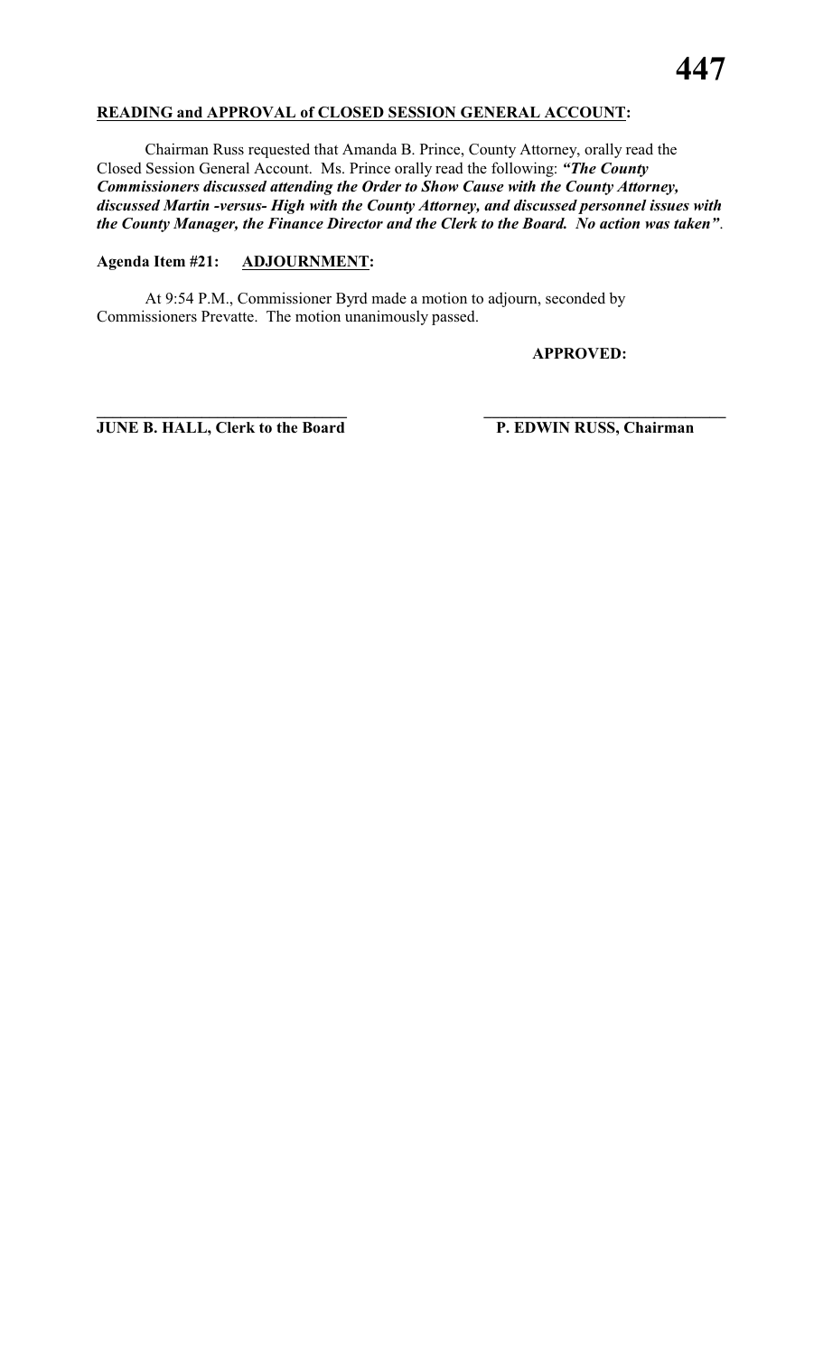**READING and APPROVAL of CLOSED SESSION GENERAL ACCOUNT:**

Chairman Russ requested that Amanda B. Prince, County Attorney, orally read the Closed Session General Account. Ms. Prince orally read the following: ***"The County Commissioners discussed attending the Order to Show Cause with the County Attorney, discussed Martin -versus- High with the County Attorney, and discussed personnel issues with the County Manager, the Finance Director and the Clerk to the Board. No action was taken"***.

**Agenda Item #21: ADJOURNMENT:**

At 9:54 P.M., Commissioner Byrd made a motion to adjourn, seconded by Commissioners Prevatte. The motion unanimously passed.

**APPROVED:**

| ______________________________ | ______________________________ |
|---|---|
| **JUNE B. HALL, Clerk to the Board** | **P. EDWIN RUSS, Chairman** |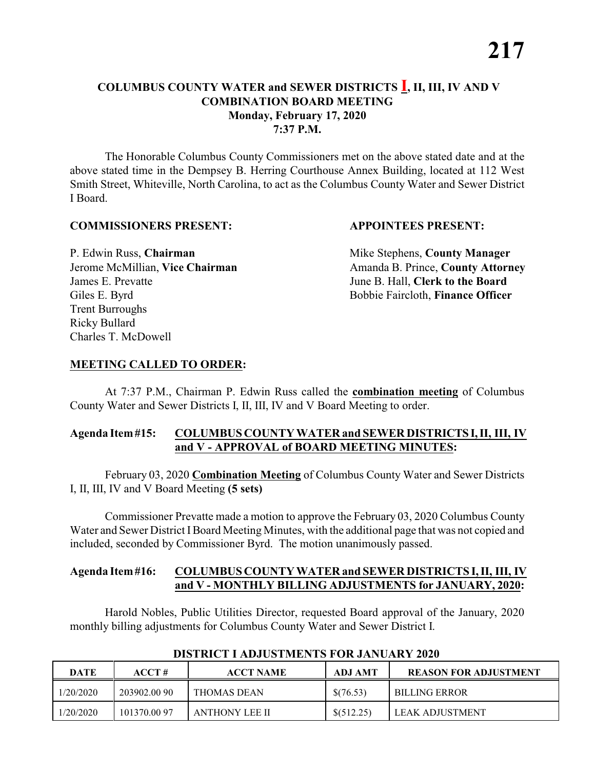# COLUMBUS COUNTY WATER and SEWER DISTRICTS I, II, III, IV AND V COMBINATION BOARD MEETING
## Monday, February 17, 2020
## 7:37 P.M.

The Honorable Columbus County Commissioners met on the above stated date and at the above stated time in the Dempsey B. Herring Courthouse Annex Building, located at 112 West Smith Street, Whiteville, North Carolina, to act as the Columbus County Water and Sewer District I Board.

**COMMISSIONERS PRESENT:**

P. Edwin Russ, **Chairman**
Jerome McMillian, **Vice Chairman**
James E. Prevatte
Giles E. Byrd
Trent Burroughs
Ricky Bullard
Charles T. McDowell

**APPOINTEES PRESENT:**

Mike Stephens, **County Manager**
Amanda B. Prince, **County Attorney**
June B. Hall, **Clerk to the Board**
Bobbie Faircloth, **Finance Officer**

**MEETING CALLED TO ORDER:**

At 7:37 P.M., Chairman P. Edwin Russ called the **combination meeting** of Columbus County Water and Sewer Districts I, II, III, IV and V Board Meeting to order.

**Agenda Item #15: COLUMBUS COUNTY WATER and SEWER DISTRICTS I, II, III, IV and V - APPROVAL of BOARD MEETING MINUTES:**

February 03, 2020 **Combination Meeting** of Columbus County Water and Sewer Districts I, II, III, IV and V Board Meeting **(5 sets)**

Commissioner Prevatte made a motion to approve the February 03, 2020 Columbus County Water and Sewer District I Board Meeting Minutes, with the additional page that was not copied and included, seconded by Commissioner Byrd. The motion unanimously passed.

**Agenda Item #16: COLUMBUS COUNTY WATER and SEWER DISTRICTS I, II, III, IV and V - MONTHLY BILLING ADJUSTMENTS for JANUARY, 2020:**

Harold Nobles, Public Utilities Director, requested Board approval of the January, 2020 monthly billing adjustments for Columbus County Water and Sewer District I.

**DISTRICT I ADJUSTMENTS FOR JANUARY 2020**

| DATE | ACCT # | ACCT NAME | ADJ AMT | REASON FOR ADJUSTMENT |
|---|---|---|---|---|
| 1/20/2020 | 203902.00 90 | THOMAS DEAN | $(76.53) | BILLING ERROR |
| 1/20/2020 | 101370.00 97 | ANTHONY LEE II | $(512.25) | LEAK ADJUSTMENT |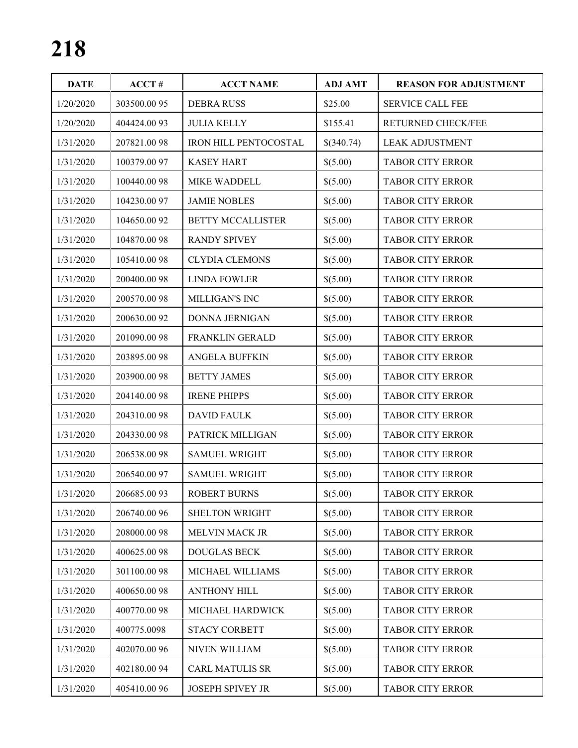# 218

| DATE | ACCT # | ACCT NAME | ADJ AMT | REASON FOR ADJUSTMENT |
|---|---|---|---|---|
| 1/20/2020 | 303500.00 95 | DEBRA RUSS | $25.00 | SERVICE CALL FEE |
| 1/20/2020 | 404424.00 93 | JULIA KELLY | $155.41 | RETURNED CHECK/FEE |
| 1/31/2020 | 207821.00 98 | IRON HILL PENTOCOSTAL | $(340.74) | LEAK ADJUSTMENT |
| 1/31/2020 | 100379.00 97 | KASEY HART | $(5.00) | TABOR CITY ERROR |
| 1/31/2020 | 100440.00 98 | MIKE WADDELL | $(5.00) | TABOR CITY ERROR |
| 1/31/2020 | 104230.00 97 | JAMIE NOBLES | $(5.00) | TABOR CITY ERROR |
| 1/31/2020 | 104650.00 92 | BETTY MCCALLISTER | $(5.00) | TABOR CITY ERROR |
| 1/31/2020 | 104870.00 98 | RANDY SPIVEY | $(5.00) | TABOR CITY ERROR |
| 1/31/2020 | 105410.00 98 | CLYDIA CLEMONS | $(5.00) | TABOR CITY ERROR |
| 1/31/2020 | 200400.00 98 | LINDA FOWLER | $(5.00) | TABOR CITY ERROR |
| 1/31/2020 | 200570.00 98 | MILLIGAN'S INC | $(5.00) | TABOR CITY ERROR |
| 1/31/2020 | 200630.00 92 | DONNA JERNIGAN | $(5.00) | TABOR CITY ERROR |
| 1/31/2020 | 201090.00 98 | FRANKLIN GERALD | $(5.00) | TABOR CITY ERROR |
| 1/31/2020 | 203895.00 98 | ANGELA BUFFKIN | $(5.00) | TABOR CITY ERROR |
| 1/31/2020 | 203900.00 98 | BETTY JAMES | $(5.00) | TABOR CITY ERROR |
| 1/31/2020 | 204140.00 98 | IRENE PHIPPS | $(5.00) | TABOR CITY ERROR |
| 1/31/2020 | 204310.00 98 | DAVID FAULK | $(5.00) | TABOR CITY ERROR |
| 1/31/2020 | 204330.00 98 | PATRICK MILLIGAN | $(5.00) | TABOR CITY ERROR |
| 1/31/2020 | 206538.00 98 | SAMUEL WRIGHT | $(5.00) | TABOR CITY ERROR |
| 1/31/2020 | 206540.00 97 | SAMUEL WRIGHT | $(5.00) | TABOR CITY ERROR |
| 1/31/2020 | 206685.00 93 | ROBERT BURNS | $(5.00) | TABOR CITY ERROR |
| 1/31/2020 | 206740.00 96 | SHELTON WRIGHT | $(5.00) | TABOR CITY ERROR |
| 1/31/2020 | 208000.00 98 | MELVIN MACK JR | $(5.00) | TABOR CITY ERROR |
| 1/31/2020 | 400625.00 98 | DOUGLAS BECK | $(5.00) | TABOR CITY ERROR |
| 1/31/2020 | 301100.00 98 | MICHAEL WILLIAMS | $(5.00) | TABOR CITY ERROR |
| 1/31/2020 | 400650.00 98 | ANTHONY HILL | $(5.00) | TABOR CITY ERROR |
| 1/31/2020 | 400770.00 98 | MICHAEL HARDWICK | $(5.00) | TABOR CITY ERROR |
| 1/31/2020 | 400775.0098 | STACY CORBETT | $(5.00) | TABOR CITY ERROR |
| 1/31/2020 | 402070.00 96 | NIVEN WILLIAM | $(5.00) | TABOR CITY ERROR |
| 1/31/2020 | 402180.00 94 | CARL MATULIS SR | $(5.00) | TABOR CITY ERROR |
| 1/31/2020 | 405410.00 96 | JOSEPH SPIVEY JR | $(5.00) | TABOR CITY ERROR |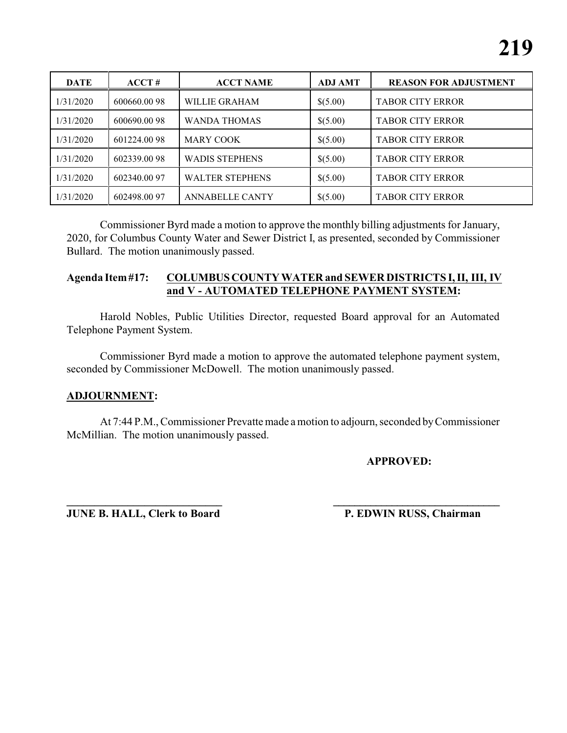| DATE | ACCT # | ACCT NAME | ADJ AMT | REASON FOR ADJUSTMENT |
| --- | --- | --- | --- | --- |
| 1/31/2020 | 600660.00 98 | WILLIE GRAHAM | $(5.00) | TABOR CITY ERROR |
| 1/31/2020 | 600690.00 98 | WANDA THOMAS | $(5.00) | TABOR CITY ERROR |
| 1/31/2020 | 601224.00 98 | MARY COOK | $(5.00) | TABOR CITY ERROR |
| 1/31/2020 | 602339.00 98 | WADIS STEPHENS | $(5.00) | TABOR CITY ERROR |
| 1/31/2020 | 602340.00 97 | WALTER STEPHENS | $(5.00) | TABOR CITY ERROR |
| 1/31/2020 | 602498.00 97 | ANNABELLE CANTY | $(5.00) | TABOR CITY ERROR |

Commissioner Byrd made a motion to approve the monthly billing adjustments for January, 2020, for Columbus County Water and Sewer District I, as presented, seconded by Commissioner Bullard. The motion unanimously passed.

**Agenda Item #17: COLUMBUS COUNTY WATER and SEWER DISTRICTS I, II, III, IV and V - AUTOMATED TELEPHONE PAYMENT SYSTEM:**

Harold Nobles, Public Utilities Director, requested Board approval for an Automated Telephone Payment System.

Commissioner Byrd made a motion to approve the automated telephone payment system, seconded by Commissioner McDowell. The motion unanimously passed.

**ADJOURNMENT:**

At 7:44 P.M., Commissioner Prevatte made a motion to adjourn, seconded by Commissioner McMillian. The motion unanimously passed.

**APPROVED:**

______________________________ ______________________________

**JUNE B. HALL, Clerk to Board** **P. EDWIN RUSS, Chairman**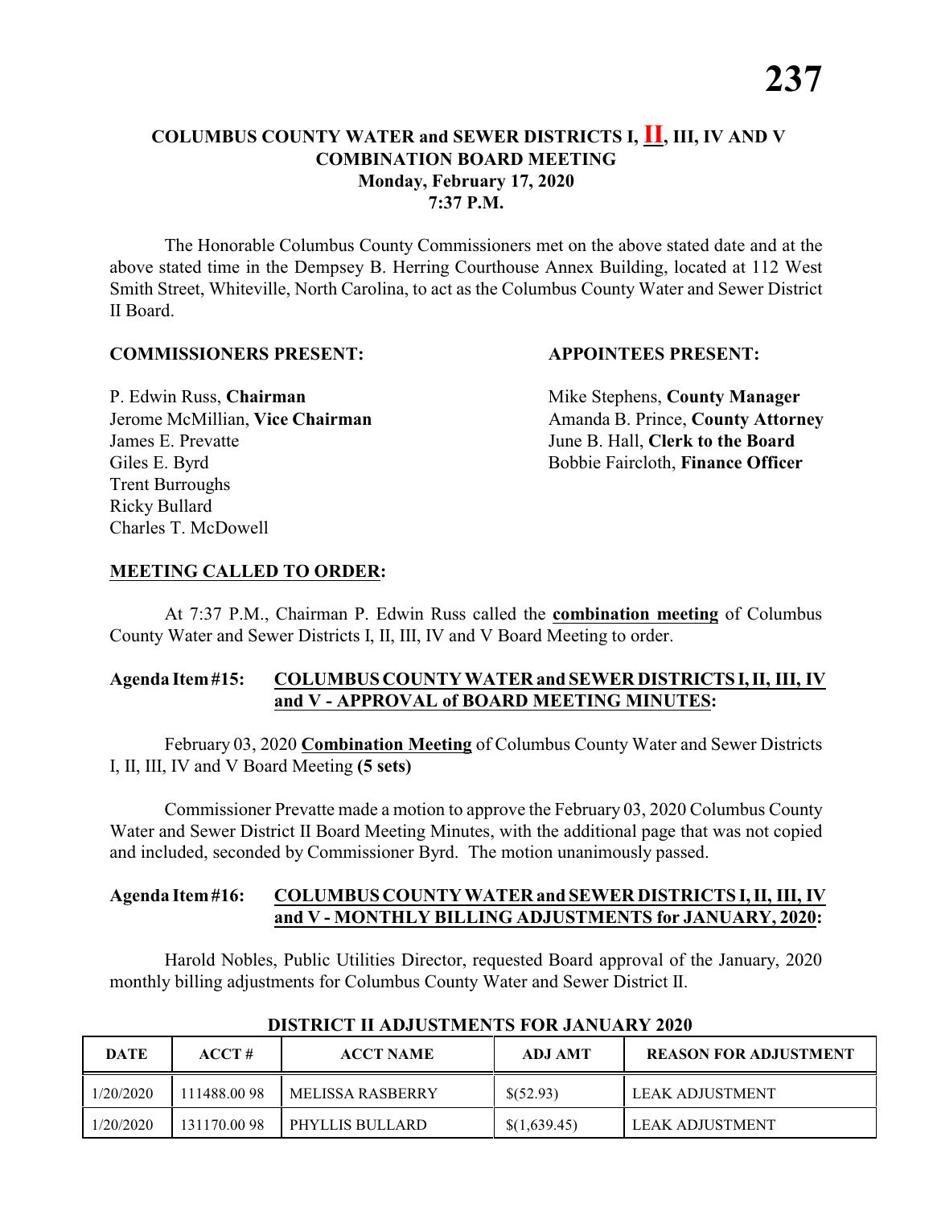# COLUMBUS COUNTY WATER and SEWER DISTRICTS I, II, III, IV AND V COMBINATION BOARD MEETING

**Monday, February 17, 2020**
**7:37 P.M.**

The Honorable Columbus County Commissioners met on the above stated date and at the above stated time in the Dempsey B. Herring Courthouse Annex Building, located at 112 West Smith Street, Whiteville, North Carolina, to act as the Columbus County Water and Sewer District II Board.

**COMMISSIONERS PRESENT:**

P. Edwin Russ, **Chairman**
Jerome McMillian, **Vice Chairman**
James E. Prevatte
Giles E. Byrd
Trent Burroughs
Ricky Bullard
Charles T. McDowell

**APPOINTEES PRESENT:**

Mike Stephens, **County Manager**
Amanda B. Prince, **County Attorney**
June B. Hall, **Clerk to the Board**
Bobbie Faircloth, **Finance Officer**

**MEETING CALLED TO ORDER:**

At 7:37 P.M., Chairman P. Edwin Russ called the **combination meeting** of Columbus County Water and Sewer Districts I, II, III, IV and V Board Meeting to order.

**Agenda Item #15: COLUMBUS COUNTY WATER and SEWER DISTRICTS I, II, III, IV and V - APPROVAL of BOARD MEETING MINUTES:**

February 03, 2020 **Combination Meeting** of Columbus County Water and Sewer Districts I, II, III, IV and V Board Meeting **(5 sets)**

Commissioner Prevatte made a motion to approve the February 03, 2020 Columbus County Water and Sewer District II Board Meeting Minutes, with the additional page that was not copied and included, seconded by Commissioner Byrd. The motion unanimously passed.

**Agenda Item #16: COLUMBUS COUNTY WATER and SEWER DISTRICTS I, II, III, IV and V - MONTHLY BILLING ADJUSTMENTS for JANUARY, 2020:**

Harold Nobles, Public Utilities Director, requested Board approval of the January, 2020 monthly billing adjustments for Columbus County Water and Sewer District II.

**DISTRICT II ADJUSTMENTS FOR JANUARY 2020**

| DATE | ACCT # | ACCT NAME | ADJ AMT | REASON FOR ADJUSTMENT |
|---|---|---|---|---|
| 1/20/2020 | 111488.00 98 | MELISSA RASBERRY | $(52.93) | LEAK ADJUSTMENT |
| 1/20/2020 | 131170.00 98 | PHYLLIS BULLARD | $(1,639.45) | LEAK ADJUSTMENT |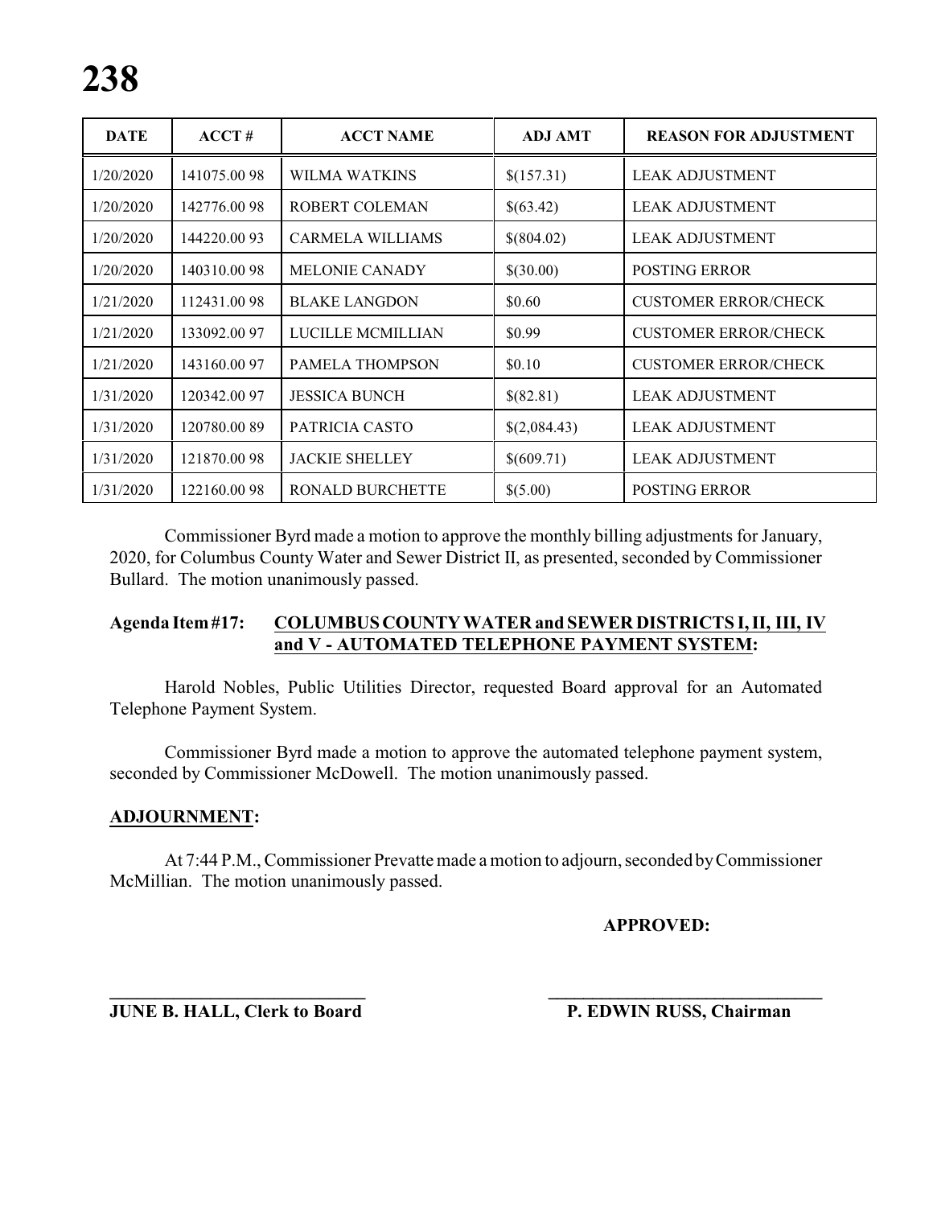| DATE | ACCT # | ACCT NAME | ADJ AMT | REASON FOR ADJUSTMENT |
|---|---|---|---|---|
| 1/20/2020 | 141075.00 98 | WILMA WATKINS | $(157.31) | LEAK ADJUSTMENT |
| 1/20/2020 | 142776.00 98 | ROBERT COLEMAN | $(63.42) | LEAK ADJUSTMENT |
| 1/20/2020 | 144220.00 93 | CARMELA WILLIAMS | $(804.02) | LEAK ADJUSTMENT |
| 1/20/2020 | 140310.00 98 | MELONIE CANADY | $(30.00) | POSTING ERROR |
| 1/21/2020 | 112431.00 98 | BLAKE LANGDON | $0.60 | CUSTOMER ERROR/CHECK |
| 1/21/2020 | 133092.00 97 | LUCILLE MCMILLIAN | $0.99 | CUSTOMER ERROR/CHECK |
| 1/21/2020 | 143160.00 97 | PAMELA THOMPSON | $0.10 | CUSTOMER ERROR/CHECK |
| 1/31/2020 | 120342.00 97 | JESSICA BUNCH | $(82.81) | LEAK ADJUSTMENT |
| 1/31/2020 | 120780.00 89 | PATRICIA CASTO | $(2,084.43) | LEAK ADJUSTMENT |
| 1/31/2020 | 121870.00 98 | JACKIE SHELLEY | $(609.71) | LEAK ADJUSTMENT |
| 1/31/2020 | 122160.00 98 | RONALD BURCHETTE | $(5.00) | POSTING ERROR |

Commissioner Byrd made a motion to approve the monthly billing adjustments for January, 2020, for Columbus County Water and Sewer District II, as presented, seconded by Commissioner Bullard. The motion unanimously passed.

**Agenda Item #17: COLUMBUS COUNTY WATER and SEWER DISTRICTS I, II, III, IV and V - AUTOMATED TELEPHONE PAYMENT SYSTEM:**

Harold Nobles, Public Utilities Director, requested Board approval for an Automated Telephone Payment System.

Commissioner Byrd made a motion to approve the automated telephone payment system, seconded by Commissioner McDowell. The motion unanimously passed.

**ADJOURNMENT:**

At 7:44 P.M., Commissioner Prevatte made a motion to adjourn, seconded by Commissioner McMillian. The motion unanimously passed.

**APPROVED:**

**JUNE B. HALL, Clerk to Board** **P. EDWIN RUSS, Chairman**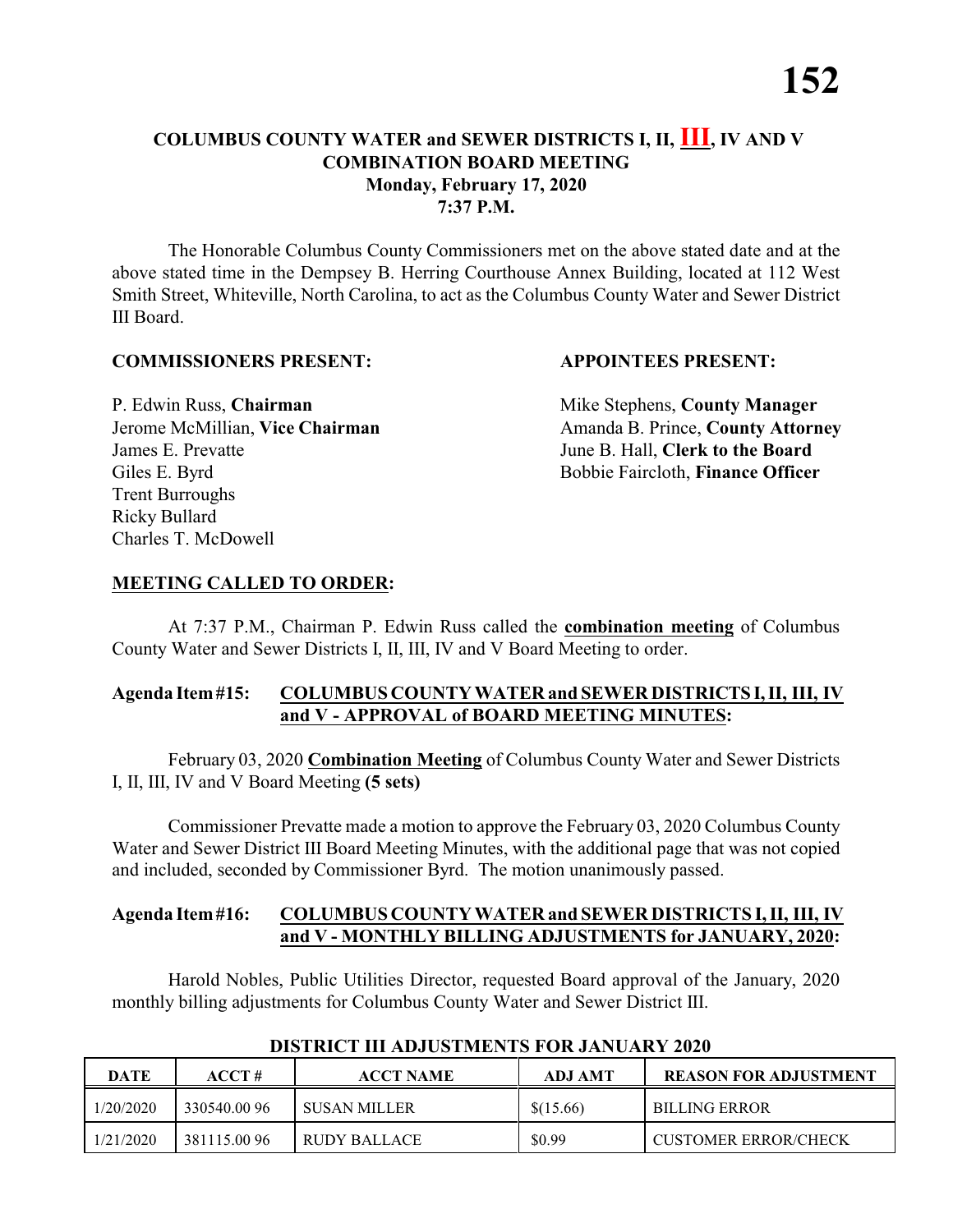# COLUMBUS COUNTY WATER and SEWER DISTRICTS I, II, III, IV AND V
## COMBINATION BOARD MEETING
## Monday, February 17, 2020
## 7:37 P.M.

The Honorable Columbus County Commissioners met on the above stated date and at the above stated time in the Dempsey B. Herring Courthouse Annex Building, located at 112 West Smith Street, Whiteville, North Carolina, to act as the Columbus County Water and Sewer District III Board.

**COMMISSIONERS PRESENT:**

P. Edwin Russ, **Chairman**
Jerome McMillian, **Vice Chairman**
James E. Prevatte
Giles E. Byrd
Trent Burroughs
Ricky Bullard
Charles T. McDowell

**APPOINTEES PRESENT:**

Mike Stephens, **County Manager**
Amanda B. Prince, **County Attorney**
June B. Hall, **Clerk to the Board**
Bobbie Faircloth, **Finance Officer**

**MEETING CALLED TO ORDER:**

At 7:37 P.M., Chairman P. Edwin Russ called the **combination meeting** of Columbus County Water and Sewer Districts I, II, III, IV and V Board Meeting to order.

**Agenda Item #15: COLUMBUS COUNTY WATER and SEWER DISTRICTS I, II, III, IV and V - APPROVAL of BOARD MEETING MINUTES:**

February 03, 2020 **Combination Meeting** of Columbus County Water and Sewer Districts I, II, III, IV and V Board Meeting **(5 sets)**

Commissioner Prevatte made a motion to approve the February 03, 2020 Columbus County Water and Sewer District III Board Meeting Minutes, with the additional page that was not copied and included, seconded by Commissioner Byrd. The motion unanimously passed.

**Agenda Item #16: COLUMBUS COUNTY WATER and SEWER DISTRICTS I, II, III, IV and V - MONTHLY BILLING ADJUSTMENTS for JANUARY, 2020:**

Harold Nobles, Public Utilities Director, requested Board approval of the January, 2020 monthly billing adjustments for Columbus County Water and Sewer District III.

**DISTRICT III ADJUSTMENTS FOR JANUARY 2020**

| DATE | ACCT # | ACCT NAME | ADJ AMT | REASON FOR ADJUSTMENT |
|---|---|---|---|---|
| 1/20/2020 | 330540.00 96 | SUSAN MILLER | $(15.66) | BILLING ERROR |
| 1/21/2020 | 381115.00 96 | RUDY BALLACE | $0.99 | CUSTOMER ERROR/CHECK |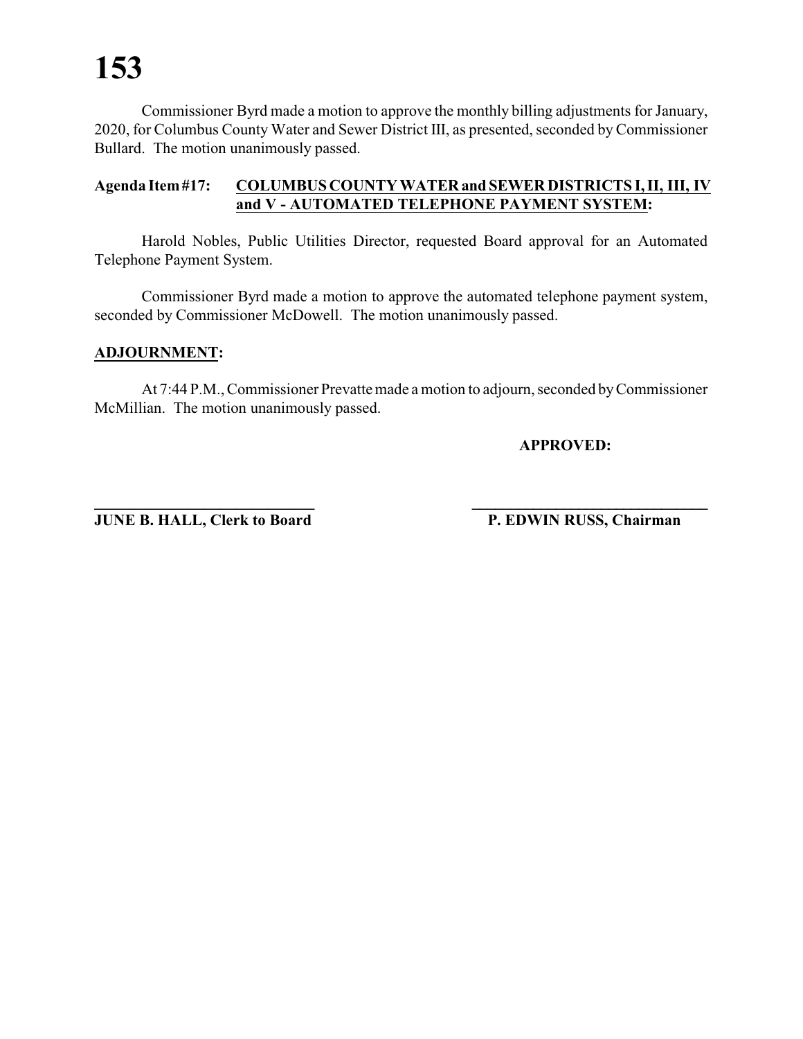Commissioner Byrd made a motion to approve the monthly billing adjustments for January, 2020, for Columbus County Water and Sewer District III, as presented, seconded by Commissioner Bullard. The motion unanimously passed.

**Agenda Item #17: COLUMBUS COUNTY WATER and SEWER DISTRICTS I, II, III, IV and V - AUTOMATED TELEPHONE PAYMENT SYSTEM:**

Harold Nobles, Public Utilities Director, requested Board approval for an Automated Telephone Payment System.

Commissioner Byrd made a motion to approve the automated telephone payment system, seconded by Commissioner McDowell. The motion unanimously passed.

**ADJOURNMENT:**

At 7:44 P.M., Commissioner Prevatte made a motion to adjourn, seconded by Commissioner McMillian. The motion unanimously passed.

**APPROVED:**

______________________________ ______________________________

**JUNE B. HALL, Clerk to Board** **P. EDWIN RUSS, Chairman**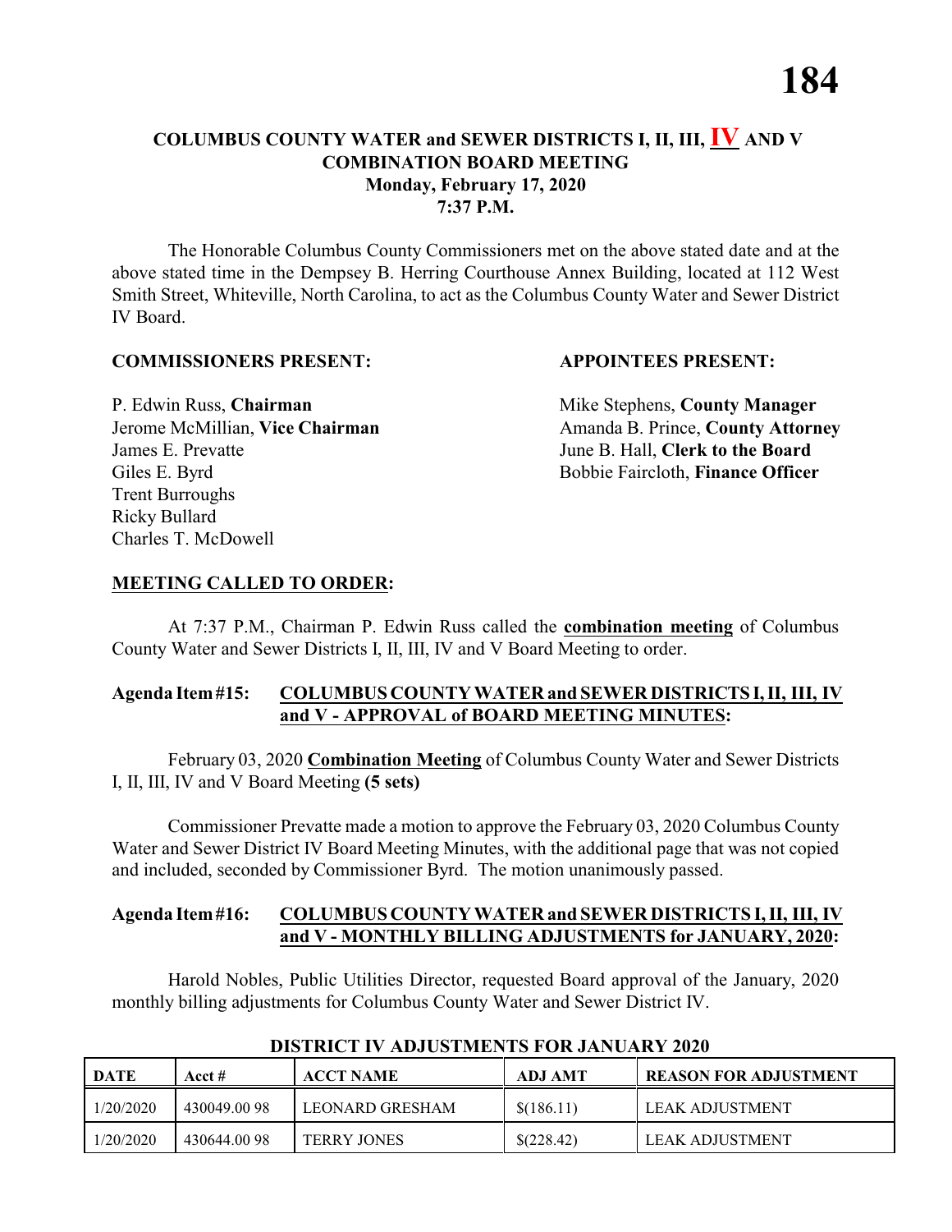## COLUMBUS COUNTY WATER and SEWER DISTRICTS I, II, III, IV AND V COMBINATION BOARD MEETING
### Monday, February 17, 2020
### 7:37 P.M.

The Honorable Columbus County Commissioners met on the above stated date and at the above stated time in the Dempsey B. Herring Courthouse Annex Building, located at 112 West Smith Street, Whiteville, North Carolina, to act as the Columbus County Water and Sewer District IV Board.

**COMMISSIONERS PRESENT:**

P. Edwin Russ, **Chairman**
Jerome McMillian, **Vice Chairman**
James E. Prevatte
Giles E. Byrd
Trent Burroughs
Ricky Bullard
Charles T. McDowell

**APPOINTEES PRESENT:**

Mike Stephens, **County Manager**
Amanda B. Prince, **County Attorney**
June B. Hall, **Clerk to the Board**
Bobbie Faircloth, **Finance Officer**

**MEETING CALLED TO ORDER:**

At 7:37 P.M., Chairman P. Edwin Russ called the **combination meeting** of Columbus County Water and Sewer Districts I, II, III, IV and V Board Meeting to order.

**Agenda Item #15: COLUMBUS COUNTY WATER and SEWER DISTRICTS I, II, III, IV and V - APPROVAL of BOARD MEETING MINUTES:**

February 03, 2020 **Combination Meeting** of Columbus County Water and Sewer Districts I, II, III, IV and V Board Meeting **(5 sets)**

Commissioner Prevatte made a motion to approve the February 03, 2020 Columbus County Water and Sewer District IV Board Meeting Minutes, with the additional page that was not copied and included, seconded by Commissioner Byrd. The motion unanimously passed.

**Agenda Item #16: COLUMBUS COUNTY WATER and SEWER DISTRICTS I, II, III, IV and V - MONTHLY BILLING ADJUSTMENTS for JANUARY, 2020:**

Harold Nobles, Public Utilities Director, requested Board approval of the January, 2020 monthly billing adjustments for Columbus County Water and Sewer District IV.

**DISTRICT IV ADJUSTMENTS FOR JANUARY 2020**

| DATE | Acct # | ACCT NAME | ADJ AMT | REASON FOR ADJUSTMENT |
|---|---|---|---|---|
| 1/20/2020 | 430049.00 98 | LEONARD GRESHAM | $(186.11) | LEAK ADJUSTMENT |
| 1/20/2020 | 430644.00 98 | TERRY JONES | $(228.42) | LEAK ADJUSTMENT |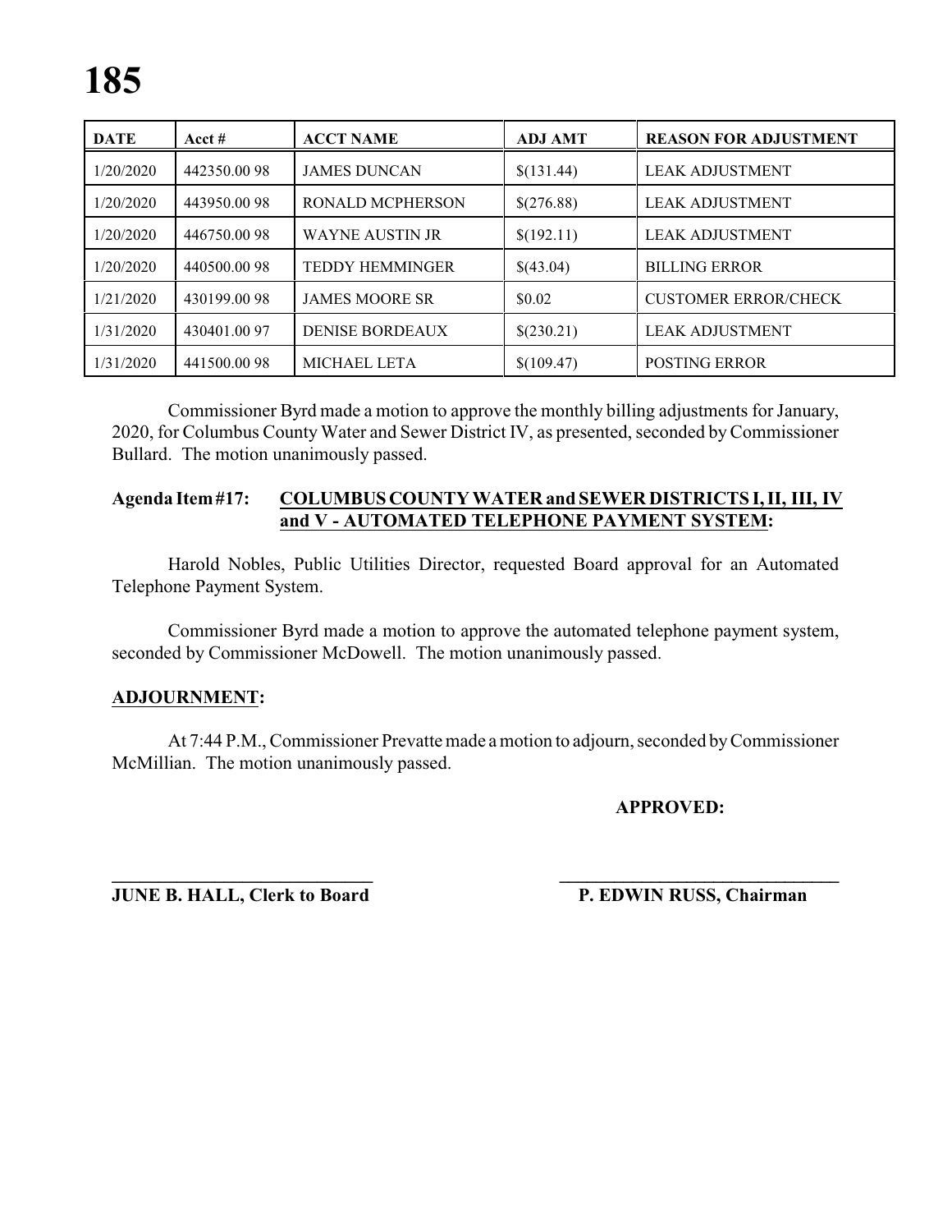| DATE | Acct # | ACCT NAME | ADJ AMT | REASON FOR ADJUSTMENT |
|---|---|---|---|---|
| 1/20/2020 | 442350.00 98 | JAMES DUNCAN | $(131.44) | LEAK ADJUSTMENT |
| 1/20/2020 | 443950.00 98 | RONALD MCPHERSON | $(276.88) | LEAK ADJUSTMENT |
| 1/20/2020 | 446750.00 98 | WAYNE AUSTIN JR | $(192.11) | LEAK ADJUSTMENT |
| 1/20/2020 | 440500.00 98 | TEDDY HEMMINGER | $(43.04) | BILLING ERROR |
| 1/21/2020 | 430199.00 98 | JAMES MOORE SR | $0.02 | CUSTOMER ERROR/CHECK |
| 1/31/2020 | 430401.00 97 | DENISE BORDEAUX | $(230.21) | LEAK ADJUSTMENT |
| 1/31/2020 | 441500.00 98 | MICHAEL LETA | $(109.47) | POSTING ERROR |

Commissioner Byrd made a motion to approve the monthly billing adjustments for January, 2020, for Columbus County Water and Sewer District IV, as presented, seconded by Commissioner Bullard. The motion unanimously passed.

**Agenda Item #17: COLUMBUS COUNTY WATER and SEWER DISTRICTS I, II, III, IV and V - AUTOMATED TELEPHONE PAYMENT SYSTEM:**

Harold Nobles, Public Utilities Director, requested Board approval for an Automated Telephone Payment System.

Commissioner Byrd made a motion to approve the automated telephone payment system, seconded by Commissioner McDowell. The motion unanimously passed.

**ADJOURNMENT:**

At 7:44 P.M., Commissioner Prevatte made a motion to adjourn, seconded by Commissioner McMillian. The motion unanimously passed.

**APPROVED:**

\_\_\_\_\_\_\_\_\_\_\_\_\_\_\_\_\_\_\_\_\_\_\_\_\_\_\_\_ \_\_\_\_\_\_\_\_\_\_\_\_\_\_\_\_\_\_\_\_\_\_\_\_\_\_\_\_\_\_\_\_

**JUNE B. HALL, Clerk to Board** **P. EDWIN RUSS, Chairman**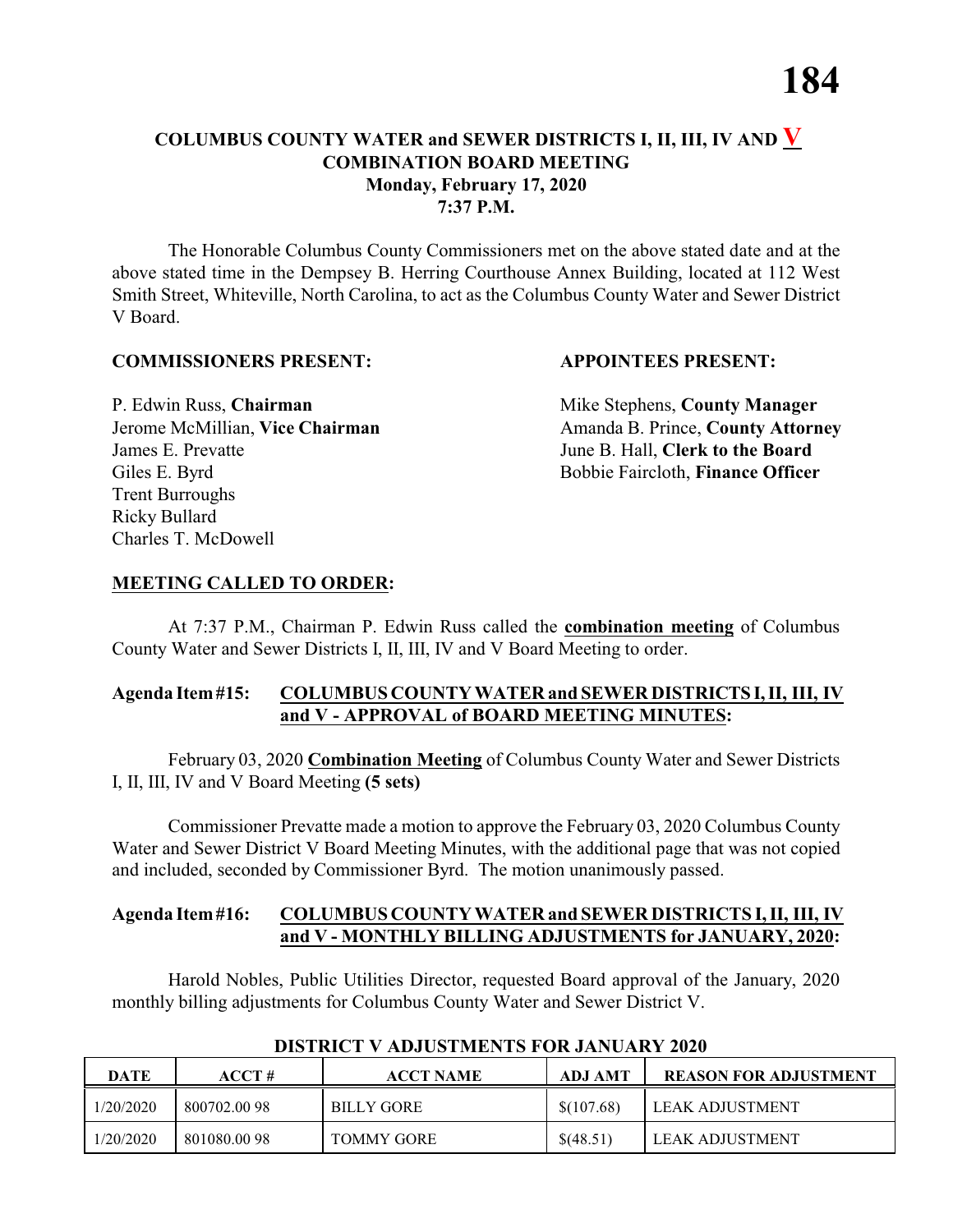## COLUMBUS COUNTY WATER and SEWER DISTRICTS I, II, III, IV AND V
## COMBINATION BOARD MEETING
**Monday, February 17, 2020**
**7:37 P.M.**

The Honorable Columbus County Commissioners met on the above stated date and at the above stated time in the Dempsey B. Herring Courthouse Annex Building, located at 112 West Smith Street, Whiteville, North Carolina, to act as the Columbus County Water and Sewer District V Board.

**COMMISSIONERS PRESENT:**

P. Edwin Russ, **Chairman**
Jerome McMillian, **Vice Chairman**
James E. Prevatte
Giles E. Byrd
Trent Burroughs
Ricky Bullard
Charles T. McDowell

**APPOINTEES PRESENT:**

Mike Stephens, **County Manager**
Amanda B. Prince, **County Attorney**
June B. Hall, **Clerk to the Board**
Bobbie Faircloth, **Finance Officer**

**MEETING CALLED TO ORDER:**

At 7:37 P.M., Chairman P. Edwin Russ called the **combination meeting** of Columbus County Water and Sewer Districts I, II, III, IV and V Board Meeting to order.

**Agenda Item #15: COLUMBUS COUNTY WATER and SEWER DISTRICTS I, II, III, IV and V - APPROVAL of BOARD MEETING MINUTES:**

February 03, 2020 **Combination Meeting** of Columbus County Water and Sewer Districts I, II, III, IV and V Board Meeting **(5 sets)**

Commissioner Prevatte made a motion to approve the February 03, 2020 Columbus County Water and Sewer District V Board Meeting Minutes, with the additional page that was not copied and included, seconded by Commissioner Byrd. The motion unanimously passed.

**Agenda Item #16: COLUMBUS COUNTY WATER and SEWER DISTRICTS I, II, III, IV and V - MONTHLY BILLING ADJUSTMENTS for JANUARY, 2020:**

Harold Nobles, Public Utilities Director, requested Board approval of the January, 2020 monthly billing adjustments for Columbus County Water and Sewer District V.

**DISTRICT V ADJUSTMENTS FOR JANUARY 2020**

| DATE | ACCT # | ACCT NAME | ADJ AMT | REASON FOR ADJUSTMENT |
|---|---|---|---|---|
| 1/20/2020 | 800702.00 98 | BILLY GORE | $(107.68) | LEAK ADJUSTMENT |
| 1/20/2020 | 801080.00 98 | TOMMY GORE | $(48.51) | LEAK ADJUSTMENT |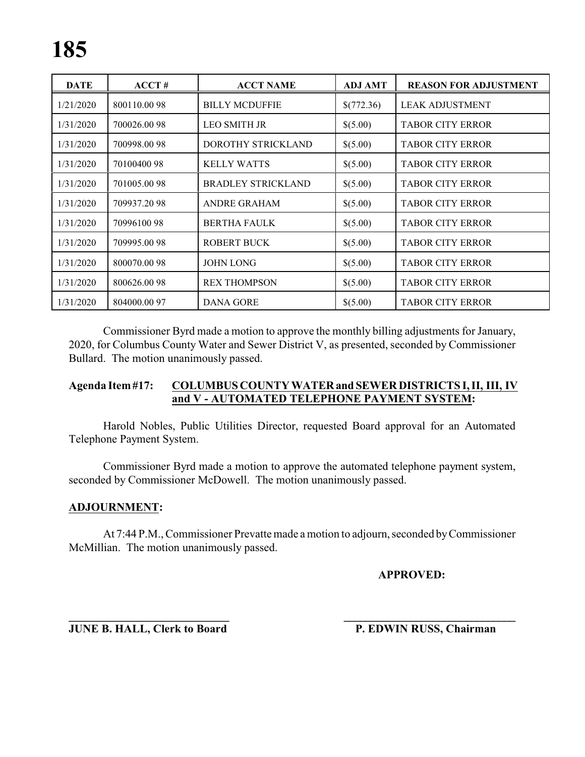| DATE | ACCT # | ACCT NAME | ADJ AMT | REASON FOR ADJUSTMENT |
|---|---|---|---|---|
| 1/21/2020 | 800110.00 98 | BILLY MCDUFFIE | $(772.36) | LEAK ADJUSTMENT |
| 1/31/2020 | 700026.00 98 | LEO SMITH JR | $(5.00) | TABOR CITY ERROR |
| 1/31/2020 | 700998.00 98 | DOROTHY STRICKLAND | $(5.00) | TABOR CITY ERROR |
| 1/31/2020 | 70100400 98 | KELLY WATTS | $(5.00) | TABOR CITY ERROR |
| 1/31/2020 | 701005.00 98 | BRADLEY STRICKLAND | $(5.00) | TABOR CITY ERROR |
| 1/31/2020 | 709937.20 98 | ANDRE GRAHAM | $(5.00) | TABOR CITY ERROR |
| 1/31/2020 | 70996100 98 | BERTHA FAULK | $(5.00) | TABOR CITY ERROR |
| 1/31/2020 | 709995.00 98 | ROBERT BUCK | $(5.00) | TABOR CITY ERROR |
| 1/31/2020 | 800070.00 98 | JOHN LONG | $(5.00) | TABOR CITY ERROR |
| 1/31/2020 | 800626.00 98 | REX THOMPSON | $(5.00) | TABOR CITY ERROR |
| 1/31/2020 | 804000.00 97 | DANA GORE | $(5.00) | TABOR CITY ERROR |

Commissioner Byrd made a motion to approve the monthly billing adjustments for January, 2020, for Columbus County Water and Sewer District V, as presented, seconded by Commissioner Bullard. The motion unanimously passed.

**Agenda Item #17: COLUMBUS COUNTY WATER and SEWER DISTRICTS I, II, III, IV and V - AUTOMATED TELEPHONE PAYMENT SYSTEM:**

Harold Nobles, Public Utilities Director, requested Board approval for an Automated Telephone Payment System.

Commissioner Byrd made a motion to approve the automated telephone payment system, seconded by Commissioner McDowell. The motion unanimously passed.

**ADJOURNMENT:**

At 7:44 P.M., Commissioner Prevatte made a motion to adjourn, seconded by Commissioner McMillian. The motion unanimously passed.

**APPROVED:**

______________________________ ______________________________

**JUNE B. HALL, Clerk to Board** **P. EDWIN RUSS, Chairman**